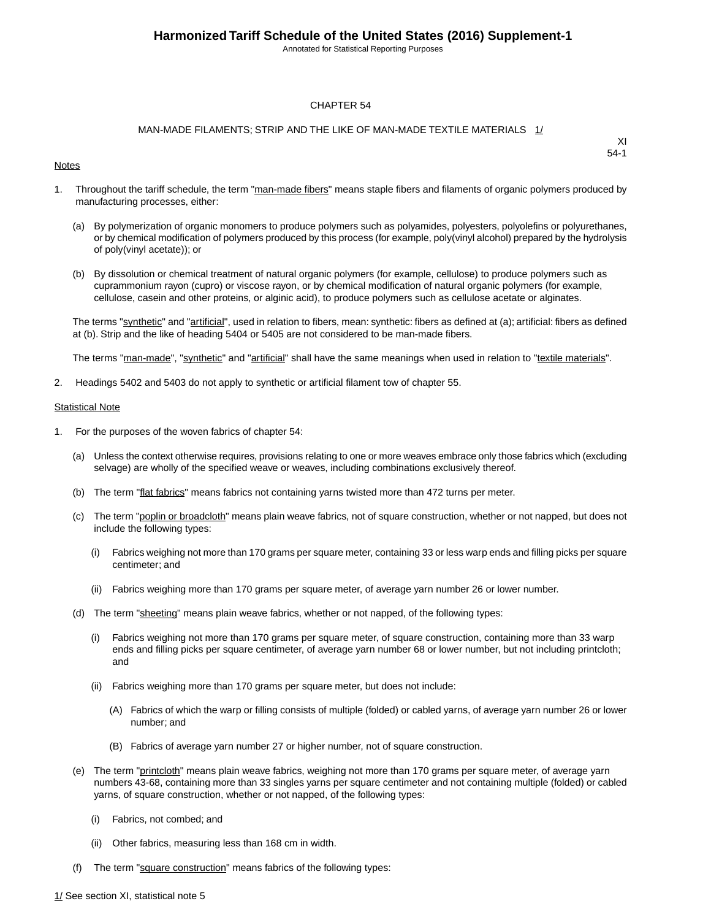# CHAPTER 54

## MAN-MADE FILAMENTS; STRIP AND THE LIKE OF MAN-MADE TEXTILE MATERIALS 1/

XI
54-1

Notes

1. Throughout the tariff schedule, the term "man-made fibers" means staple fibers and filaments of organic polymers produced by manufacturing processes, either:

   (a) By polymerization of organic monomers to produce polymers such as polyamides, polyesters, polyolefins or polyurethanes, or by chemical modification of polymers produced by this process (for example, poly(vinyl alcohol) prepared by the hydrolysis of poly(vinyl acetate)); or

   (b) By dissolution or chemical treatment of natural organic polymers (for example, cellulose) to produce polymers such as cuprammonium rayon (cupro) or viscose rayon, or by chemical modification of natural organic polymers (for example, cellulose, casein and other proteins, or alginic acid), to produce polymers such as cellulose acetate or alginates.

   The terms "synthetic" and "artificial", used in relation to fibers, mean: synthetic: fibers as defined at (a); artificial: fibers as defined at (b). Strip and the like of heading 5404 or 5405 are not considered to be man-made fibers.

   The terms "man-made", "synthetic" and "artificial" shall have the same meanings when used in relation to "textile materials".

2. Headings 5402 and 5403 do not apply to synthetic or artificial filament tow of chapter 55.

Statistical Note

1. For the purposes of the woven fabrics of chapter 54:

   (a) Unless the context otherwise requires, provisions relating to one or more weaves embrace only those fabrics which (excluding selvage) are wholly of the specified weave or weaves, including combinations exclusively thereof.

   (b) The term "flat fabrics" means fabrics not containing yarns twisted more than 472 turns per meter.

   (c) The term "poplin or broadcloth" means plain weave fabrics, not of square construction, whether or not napped, but does not include the following types:

      (i) Fabrics weighing not more than 170 grams per square meter, containing 33 or less warp ends and filling picks per square centimeter; and

      (ii) Fabrics weighing more than 170 grams per square meter, of average yarn number 26 or lower number.

   (d) The term "sheeting" means plain weave fabrics, whether or not napped, of the following types:

      (i) Fabrics weighing not more than 170 grams per square meter, of square construction, containing more than 33 warp ends and filling picks per square centimeter, of average yarn number 68 or lower number, but not including printcloth; and

      (ii) Fabrics weighing more than 170 grams per square meter, but does not include:

         (A) Fabrics of which the warp or filling consists of multiple (folded) or cabled yarns, of average yarn number 26 or lower number; and

         (B) Fabrics of average yarn number 27 or higher number, not of square construction.

   (e) The term "printcloth" means plain weave fabrics, weighing not more than 170 grams per square meter, of average yarn numbers 43-68, containing more than 33 singles yarns per square centimeter and not containing multiple (folded) or cabled yarns, of square construction, whether or not napped, of the following types:

      (i) Fabrics, not combed; and

      (ii) Other fabrics, measuring less than 168 cm in width.

   (f) The term "square construction" means fabrics of the following types:

1/ See section XI, statistical note 5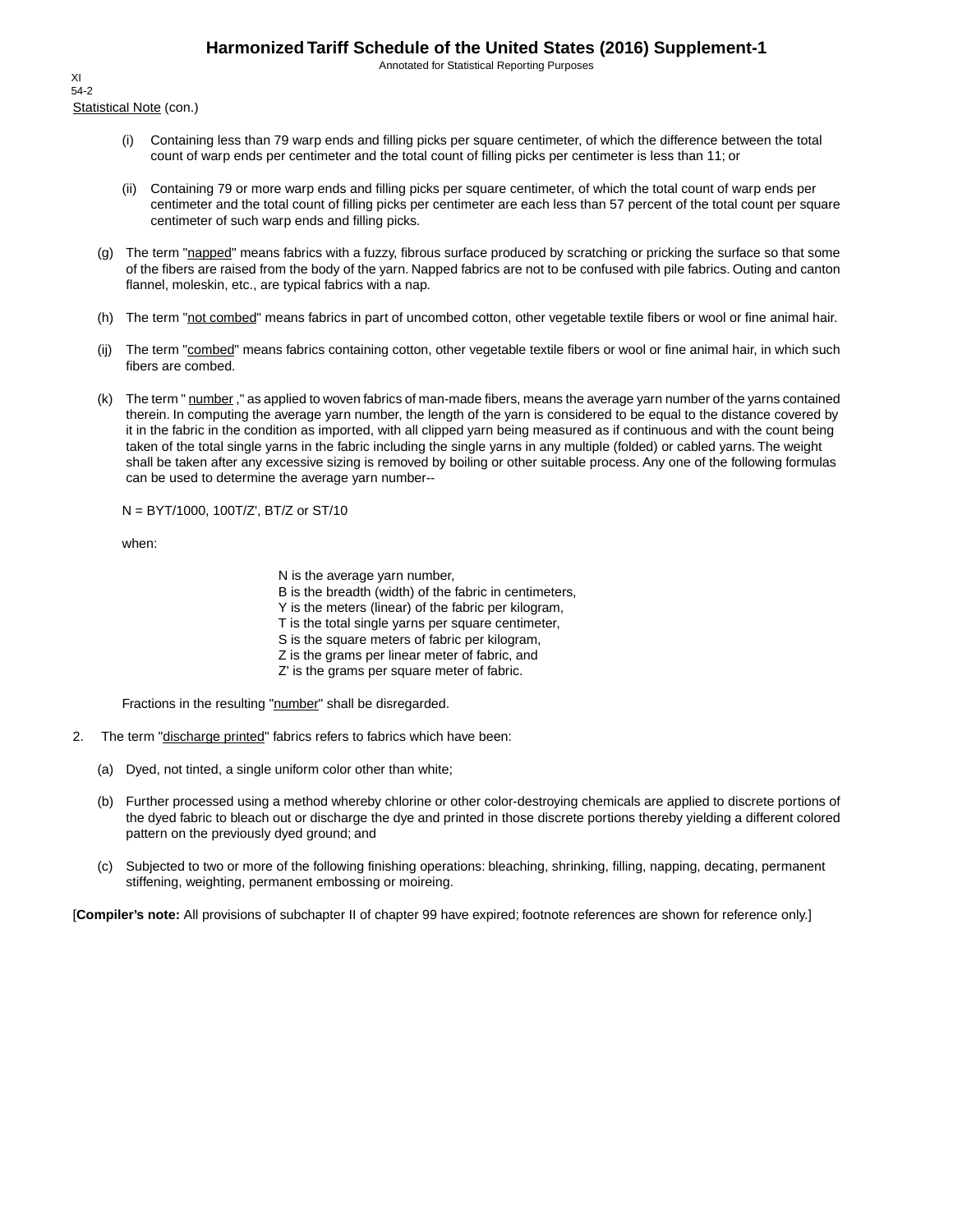Statistical Note (con.)

(i) Containing less than 79 warp ends and filling picks per square centimeter, of which the difference between the total count of warp ends per centimeter and the total count of filling picks per centimeter is less than 11; or

(ii) Containing 79 or more warp ends and filling picks per square centimeter, of which the total count of warp ends per centimeter and the total count of filling picks per centimeter are each less than 57 percent of the total count per square centimeter of such warp ends and filling picks.

(g) The term "napped" means fabrics with a fuzzy, fibrous surface produced by scratching or pricking the surface so that some of the fibers are raised from the body of the yarn. Napped fabrics are not to be confused with pile fabrics. Outing and canton flannel, moleskin, etc., are typical fabrics with a nap.

(h) The term "not combed" means fabrics in part of uncombed cotton, other vegetable textile fibers or wool or fine animal hair.

(ij) The term "combed" means fabrics containing cotton, other vegetable textile fibers or wool or fine animal hair, in which such fibers are combed.

(k) The term " number ," as applied to woven fabrics of man-made fibers, means the average yarn number of the yarns contained therein. In computing the average yarn number, the length of the yarn is considered to be equal to the distance covered by it in the fabric in the condition as imported, with all clipped yarn being measured as if continuous and with the count being taken of the total single yarns in the fabric including the single yarns in any multiple (folded) or cabled yarns. The weight shall be taken after any excessive sizing is removed by boiling or other suitable process. Any one of the following formulas can be used to determine the average yarn number--

$N = BYT/1000$, $100T/Z'$, $BT/Z$ or $ST/10$

when:

$N$ is the average yarn number,
$B$ is the breadth (width) of the fabric in centimeters,
$Y$ is the meters (linear) of the fabric per kilogram,
$T$ is the total single yarns per square centimeter,
$S$ is the square meters of fabric per kilogram,
$Z$ is the grams per linear meter of fabric, and
$Z'$ is the grams per square meter of fabric.

Fractions in the resulting "number" shall be disregarded.

2. The term "discharge printed" fabrics refers to fabrics which have been:

(a) Dyed, not tinted, a single uniform color other than white;

(b) Further processed using a method whereby chlorine or other color-destroying chemicals are applied to discrete portions of the dyed fabric to bleach out or discharge the dye and printed in those discrete portions thereby yielding a different colored pattern on the previously dyed ground; and

(c) Subjected to two or more of the following finishing operations: bleaching, shrinking, filling, napping, decating, permanent stiffening, weighting, permanent embossing or moireing.

[**Compiler's note:** All provisions of subchapter II of chapter 99 have expired; footnote references are shown for reference only.]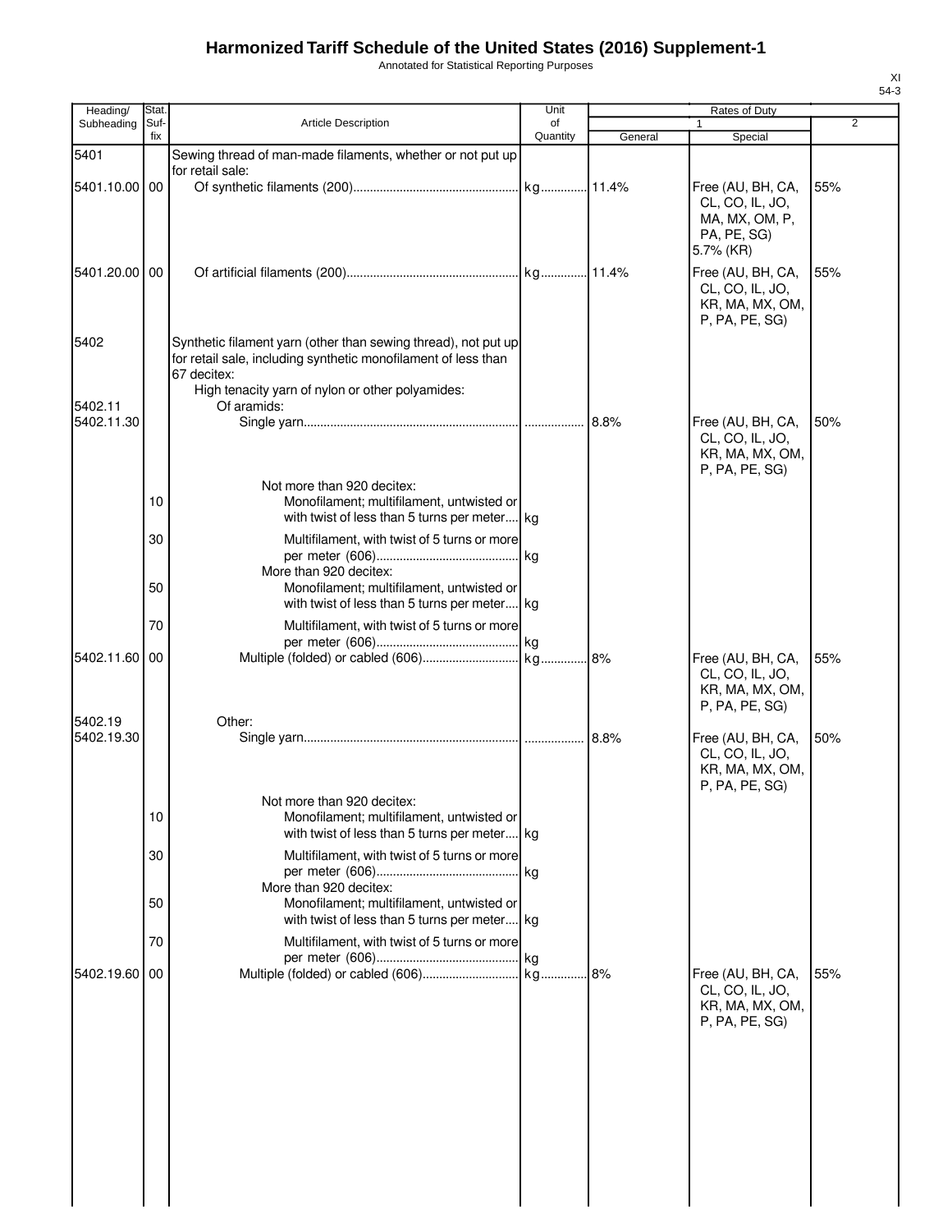# Harmonized Tariff Schedule of the United States (2016) Supplement-1

Annotated for Statistical Reporting Purposes

XI
54-3

| Heading/ Subheading | Stat. Suf- fix | Article Description | Unit of Quantity | Rates of Duty 1 General | Special | 2 |
|---|---|---|---|---|---|---|
| 5401 | | Sewing thread of man-made filaments, whether or not put up for retail sale: | | | | |
| 5401.10.00 | 00 | Of synthetic filaments (200) | kg | 11.4% | Free (AU, BH, CA, CL, CO, IL, JO, MA, MX, OM, P, PA, PE, SG) 5.7% (KR) | 55% |
| 5401.20.00 | 00 | Of artificial filaments (200) | kg | 11.4% | Free (AU, BH, CA, CL, CO, IL, JO, KR, MA, MX, OM, P, PA, PE, SG) | 55% |
| 5402 | | Synthetic filament yarn (other than sewing thread), not put up for retail sale, including synthetic monofilament of less than 67 decitex: | | | | |
| | | High tenacity yarn of nylon or other polyamides: | | | | |
| 5402.11 | | Of aramids: | | | | |
| 5402.11.30 | | Single yarn | | 8.8% | Free (AU, BH, CA, CL, CO, IL, JO, KR, MA, MX, OM, P, PA, PE, SG) | 50% |
| | | Not more than 920 decitex: | | | | |
| | 10 | Monofilament; multifilament, untwisted or with twist of less than 5 turns per meter | kg | | | |
| | 30 | Multifilament, with twist of 5 turns or more per meter (606) | kg | | | |
| | | More than 920 decitex: | | | | |
| | 50 | Monofilament; multifilament, untwisted or with twist of less than 5 turns per meter | kg | | | |
| | 70 | Multifilament, with twist of 5 turns or more per meter (606) | kg | | | |
| 5402.11.60 | 00 | Multiple (folded) or cabled (606) | kg | 8% | Free (AU, BH, CA, CL, CO, IL, JO, KR, MA, MX, OM, P, PA, PE, SG) | 55% |
| 5402.19 | | Other: | | | | |
| 5402.19.30 | | Single yarn | | 8.8% | Free (AU, BH, CA, CL, CO, IL, JO, KR, MA, MX, OM, P, PA, PE, SG) | 50% |
| | | Not more than 920 decitex: | | | | |
| | 10 | Monofilament; multifilament, untwisted or with twist of less than 5 turns per meter | kg | | | |
| | 30 | Multifilament, with twist of 5 turns or more per meter (606) | kg | | | |
| | | More than 920 decitex: | | | | |
| | 50 | Monofilament; multifilament, untwisted or with twist of less than 5 turns per meter | kg | | | |
| | 70 | Multifilament, with twist of 5 turns or more per meter (606) | kg | | | |
| 5402.19.60 | 00 | Multiple (folded) or cabled (606) | kg | 8% | Free (AU, BH, CA, CL, CO, IL, JO, KR, MA, MX, OM, P, PA, PE, SG) | 55% |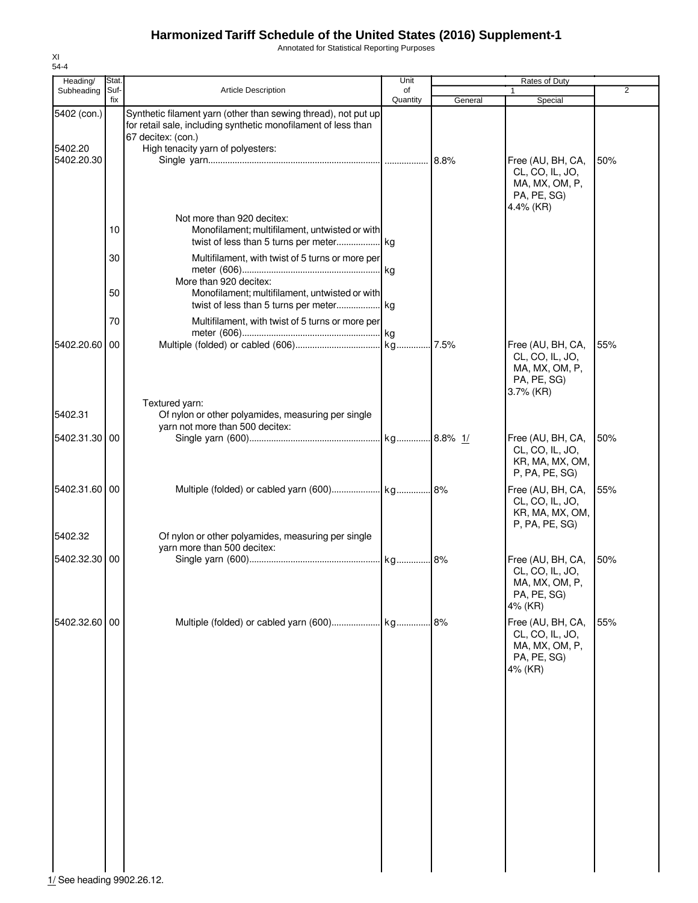# Harmonized Tariff Schedule of the United States (2016) Supplement-1

Annotated for Statistical Reporting Purposes

XI
54-4

| Heading/ Subheading | Stat. Suf-fix | Article Description | Unit of Quantity | Rates of Duty 1 General | Special | 2 |
|---|---|---|---|---|---|---|
| 5402 (con.) | | Synthetic filament yarn (other than sewing thread), not put up for retail sale, including synthetic monofilament of less than 67 decitex: (con.) | | | | |
| 5402.20 | | High tenacity yarn of polyesters: | | | | |
| 5402.20.30 | | Single yarn | | 8.8% | Free (AU, BH, CA, CL, CO, IL, JO, MA, MX, OM, P, PA, PE, SG) 4.4% (KR) | 50% |
| | | Not more than 920 decitex: | | | | |
| | 10 | Monofilament; multifilament, untwisted or with twist of less than 5 turns per meter | kg | | | |
| | 30 | Multifilament, with twist of 5 turns or more per meter (606) | kg | | | |
| | | More than 920 decitex: | | | | |
| | 50 | Monofilament; multifilament, untwisted or with twist of less than 5 turns per meter | kg | | | |
| | 70 | Multifilament, with twist of 5 turns or more per meter (606) | kg | | | |
| 5402.20.60 | 00 | Multiple (folded) or cabled (606) | kg | 7.5% | Free (AU, BH, CA, CL, CO, IL, JO, MA, MX, OM, P, PA, PE, SG) 3.7% (KR) | 55% |
| | | Textured yarn: | | | | |
| 5402.31 | | Of nylon or other polyamides, measuring per single yarn not more than 500 decitex: | | | | |
| 5402.31.30 | 00 | Single yarn (600) | kg | 8.8% 1/ | Free (AU, BH, CA, CL, CO, IL, JO, KR, MA, MX, OM, P, PA, PE, SG) | 50% |
| 5402.31.60 | 00 | Multiple (folded) or cabled yarn (600) | kg | 8% | Free (AU, BH, CA, CL, CO, IL, JO, KR, MA, MX, OM, P, PA, PE, SG) | 55% |
| 5402.32 | | Of nylon or other polyamides, measuring per single yarn more than 500 decitex: | | | | |
| 5402.32.30 | 00 | Single yarn (600) | kg | 8% | Free (AU, BH, CA, CL, CO, IL, JO, MA, MX, OM, P, PA, PE, SG) 4% (KR) | 50% |
| 5402.32.60 | 00 | Multiple (folded) or cabled yarn (600) | kg | 8% | Free (AU, BH, CA, CL, CO, IL, JO, MA, MX, OM, P, PA, PE, SG) 4% (KR) | 55% |

1/ See heading 9902.26.12.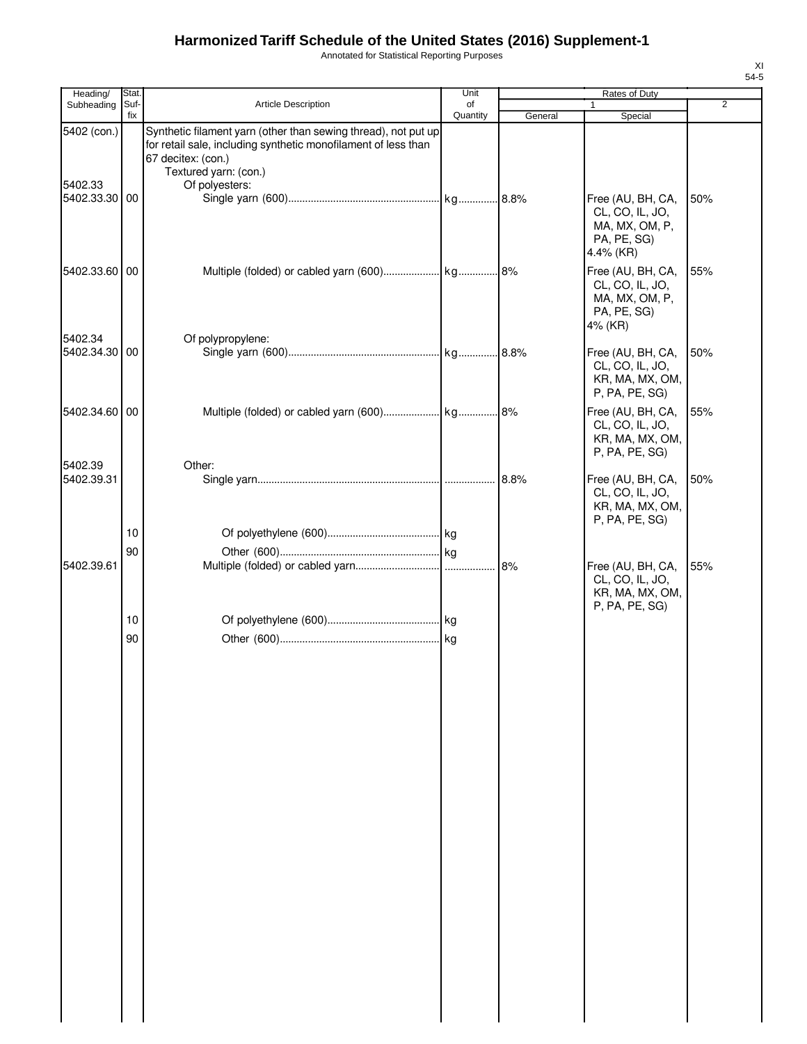# Harmonized Tariff Schedule of the United States (2016) Supplement-1

Annotated for Statistical Reporting Purposes

XI
54-5

| Heading/ Subheading | Stat. Suf-fix | Article Description | Unit of Quantity | Rates of Duty 1 General | Special | 2 |
|---|---|---|---|---|---|---|
| 5402 (con.) | | Synthetic filament yarn (other than sewing thread), not put up for retail sale, including synthetic monofilament of less than 67 decitex: (con.) | | | | |
| | | Textured yarn: (con.) | | | | |
| 5402.33 | | Of polyesters: | | | | |
| 5402.33.30 | 00 | Single yarn (600) | kg | 8.8% | Free (AU, BH, CA, CL, CO, IL, JO, MA, MX, OM, P, PA, PE, SG) 4.4% (KR) | 50% |
| 5402.33.60 | 00 | Multiple (folded) or cabled yarn (600) | kg | 8% | Free (AU, BH, CA, CL, CO, IL, JO, MA, MX, OM, P, PA, PE, SG) 4% (KR) | 55% |
| 5402.34 | | Of polypropylene: | | | | |
| 5402.34.30 | 00 | Single yarn (600) | kg | 8.8% | Free (AU, BH, CA, CL, CO, IL, JO, KR, MA, MX, OM, P, PA, PE, SG) | 50% |
| 5402.34.60 | 00 | Multiple (folded) or cabled yarn (600) | kg | 8% | Free (AU, BH, CA, CL, CO, IL, JO, KR, MA, MX, OM, P, PA, PE, SG) | 55% |
| 5402.39 | | Other: | | | | |
| 5402.39.31 | | Single yarn | | 8.8% | Free (AU, BH, CA, CL, CO, IL, JO, KR, MA, MX, OM, P, PA, PE, SG) | 50% |
| | 10 | Of polyethylene (600) | kg | | | |
| | 90 | Other (600) | kg | | | |
| 5402.39.61 | | Multiple (folded) or cabled yarn | | 8% | Free (AU, BH, CA, CL, CO, IL, JO, KR, MA, MX, OM, P, PA, PE, SG) | 55% |
| | 10 | Of polyethylene (600) | kg | | | |
| | 90 | Other (600) | kg | | | |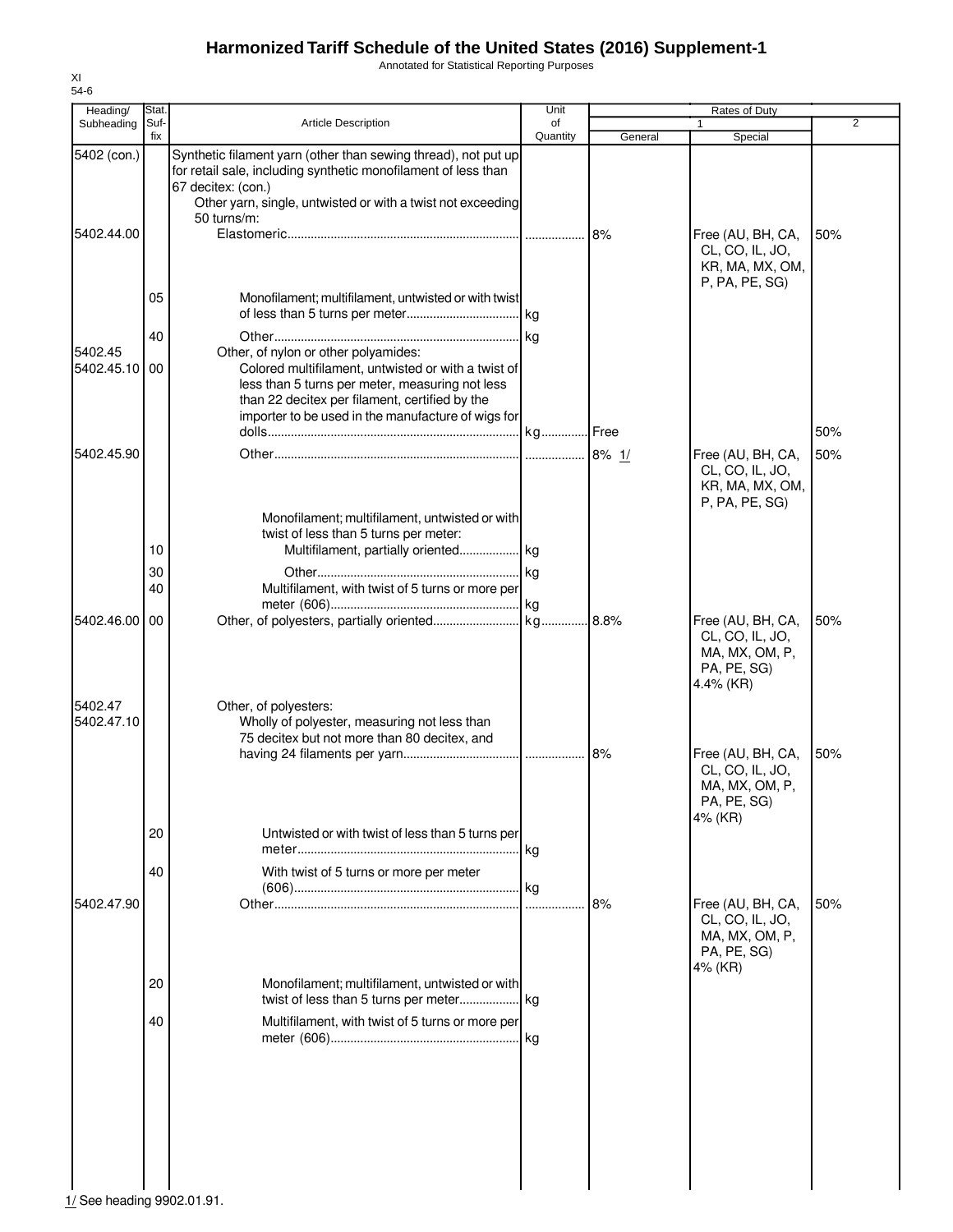# Harmonized Tariff Schedule of the United States (2016) Supplement-1

Annotated for Statistical Reporting Purposes

XI
54-6

| Heading/ Subheading | Stat. Suf- fix | Article Description | Unit of Quantity | Rates of Duty 1 General | Special | 2 |
|---|---|---|---|---|---|---|
| 5402 (con.) | | Synthetic filament yarn (other than sewing thread), not put up for retail sale, including synthetic monofilament of less than 67 decitex: (con.) | | | | |
| | | Other yarn, single, untwisted or with a twist not exceeding 50 turns/m: | | | | |
| 5402.44.00 | | Elastomeric | | 8% | Free (AU, BH, CA, CL, CO, IL, JO, KR, MA, MX, OM, P, PA, PE, SG) | 50% |
| | 05 | Monofilament; multifilament, untwisted or with twist of less than 5 turns per meter | kg | | | |
| | 40 | Other | kg | | | |
| 5402.45 | | Other, of nylon or other polyamides: | | | | |
| 5402.45.10 | 00 | Colored multifilament, untwisted or with a twist of less than 5 turns per meter, measuring not less than 22 decitex per filament, certified by the importer to be used in the manufacture of wigs for dolls | kg | Free | | 50% |
| 5402.45.90 | | Other | | 8% 1/ | Free (AU, BH, CA, CL, CO, IL, JO, KR, MA, MX, OM, P, PA, PE, SG) | 50% |
| | | Monofilament; multifilament, untwisted or with twist of less than 5 turns per meter: | | | | |
| | 10 | Multifilament, partially oriented | kg | | | |
| | 30 | Other | kg | | | |
| | 40 | Multifilament, with twist of 5 turns or more per meter (606) | kg | | | |
| 5402.46.00 | 00 | Other, of polyesters, partially oriented | kg | 8.8% | Free (AU, BH, CA, CL, CO, IL, JO, MA, MX, OM, P, PA, PE, SG) 4.4% (KR) | 50% |
| 5402.47 | | Other, of polyesters: | | | | |
| 5402.47.10 | | Wholly of polyester, measuring not less than 75 decitex but not more than 80 decitex, and having 24 filaments per yarn | | 8% | Free (AU, BH, CA, CL, CO, IL, JO, MA, MX, OM, P, PA, PE, SG) 4% (KR) | 50% |
| | 20 | Untwisted or with twist of less than 5 turns per meter | kg | | | |
| | 40 | With twist of 5 turns or more per meter (606) | kg | | | |
| 5402.47.90 | | Other | | 8% | Free (AU, BH, CA, CL, CO, IL, JO, MA, MX, OM, P, PA, PE, SG) 4% (KR) | 50% |
| | 20 | Monofilament; multifilament, untwisted or with twist of less than 5 turns per meter | kg | | | |
| | 40 | Multifilament, with twist of 5 turns or more per meter (606) | kg | | | |

1/ See heading 9902.01.91.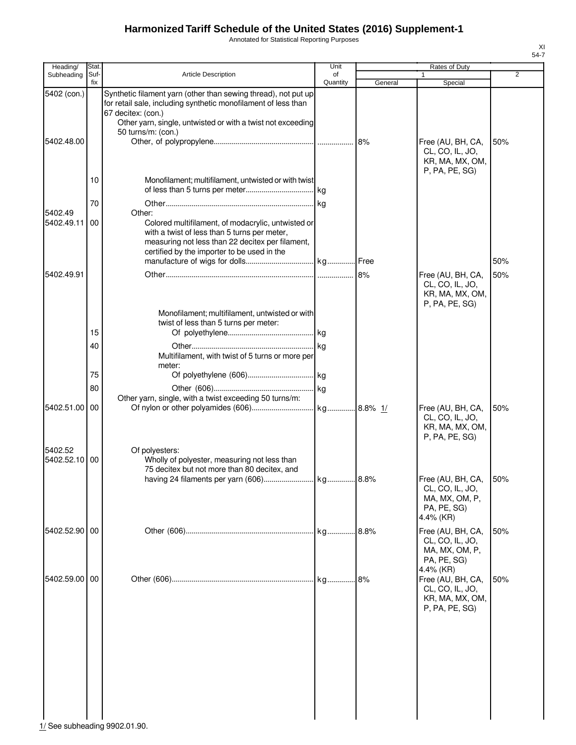# Harmonized Tariff Schedule of the United States (2016) Supplement-1

Annotated for Statistical Reporting Purposes

XI
54-7

| Heading/ Subheading | Stat. Suf- fix | Article Description | Unit of Quantity | Rates of Duty 1 General | Special | 2 |
|---|---|---|---|---|---|---|
| 5402 (con.) | | Synthetic filament yarn (other than sewing thread), not put up for retail sale, including synthetic monofilament of less than 67 decitex: (con.) | | | | |
| | | Other yarn, single, untwisted or with a twist not exceeding 50 turns/m: (con.) | | | | |
| 5402.48.00 | | Other, of polypropylene | | 8% | Free (AU, BH, CA, CL, CO, IL, JO, KR, MA, MX, OM, P, PA, PE, SG) | 50% |
| | 10 | Monofilament; multifilament, untwisted or with twist of less than 5 turns per meter | kg | | | |
| | 70 | Other | kg | | | |
| 5402.49 | | Other: | | | | |
| 5402.49.11 | 00 | Colored multifilament, of modacrylic, untwisted or with a twist of less than 5 turns per meter, measuring not less than 22 decitex per filament, certified by the importer to be used in the manufacture of wigs for dolls | kg | Free | | 50% |
| 5402.49.91 | | Other | | 8% | Free (AU, BH, CA, CL, CO, IL, JO, KR, MA, MX, OM, P, PA, PE, SG) | 50% |
| | | Monofilament; multifilament, untwisted or with twist of less than 5 turns per meter: | | | | |
| | 15 | Of polyethylene | kg | | | |
| | 40 | Other | kg | | | |
| | | Multifilament, with twist of 5 turns or more per meter: | | | | |
| | 75 | Of polyethylene (606) | kg | | | |
| | 80 | Other (606) | kg | | | |
| | | Other yarn, single, with a twist exceeding 50 turns/m: | | | | |
| 5402.51.00 | 00 | Of nylon or other polyamides (606) | kg | 8.8% 1/ | Free (AU, BH, CA, CL, CO, IL, JO, KR, MA, MX, OM, P, PA, PE, SG) | 50% |
| 5402.52 | | Of polyesters: | | | | |
| 5402.52.10 | 00 | Wholly of polyester, measuring not less than 75 decitex but not more than 80 decitex, and having 24 filaments per yarn (606) | kg | 8.8% | Free (AU, BH, CA, CL, CO, IL, JO, MA, MX, OM, P, PA, PE, SG) 4.4% (KR) | 50% |
| 5402.52.90 | 00 | Other (606) | kg | 8.8% | Free (AU, BH, CA, CL, CO, IL, JO, MA, MX, OM, P, PA, PE, SG) 4.4% (KR) | 50% |
| 5402.59.00 | 00 | Other (606) | kg | 8% | Free (AU, BH, CA, CL, CO, IL, JO, KR, MA, MX, OM, P, PA, PE, SG) | 50% |

1/ See subheading 9902.01.90.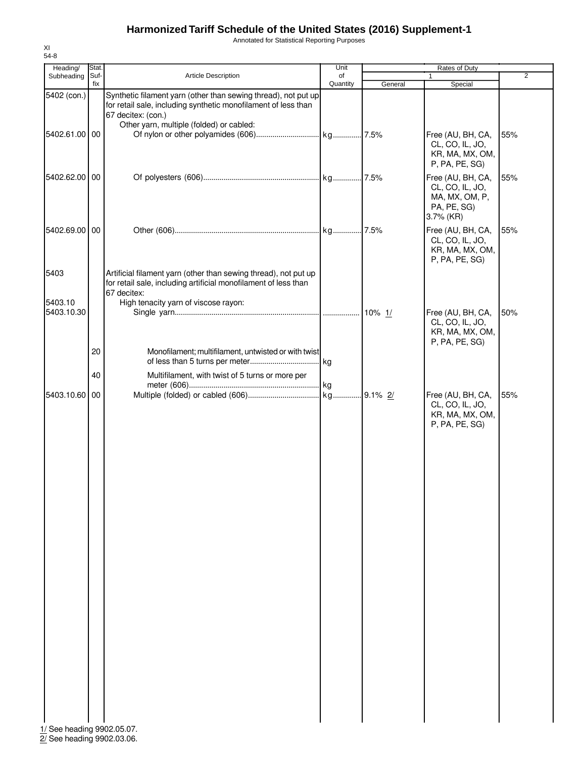# Harmonized Tariff Schedule of the United States (2016) Supplement-1

Annotated for Statistical Reporting Purposes

XI
54-8

| Heading/ Subheading | Stat. Suf-fix | Article Description | Unit of Quantity | Rates of Duty 1 General | Rates of Duty 1 Special | Rates of Duty 2 |
|---|---|---|---|---|---|---|
| 5402 (con.) | | Synthetic filament yarn (other than sewing thread), not put up for retail sale, including synthetic monofilament of less than 67 decitex: (con.) | | | | |
| | | Other yarn, multiple (folded) or cabled: | | | | |
| 5402.61.00 | 00 | Of nylon or other polyamides (606) | kg | 7.5% | Free (AU, BH, CA, CL, CO, IL, JO, KR, MA, MX, OM, P, PA, PE, SG) | 55% |
| 5402.62.00 | 00 | Of polyesters (606) | kg | 7.5% | Free (AU, BH, CA, CL, CO, IL, JO, MA, MX, OM, P, PA, PE, SG) 3.7% (KR) | 55% |
| 5402.69.00 | 00 | Other (606) | kg | 7.5% | Free (AU, BH, CA, CL, CO, IL, JO, KR, MA, MX, OM, P, PA, PE, SG) | 55% |
| 5403 | | Artificial filament yarn (other than sewing thread), not put up for retail sale, including artificial monofilament of less than 67 decitex: | | | | |
| 5403.10 | | High tenacity yarn of viscose rayon: | | | | |
| 5403.10.30 | | Single yarn | | 10% 1/ | Free (AU, BH, CA, CL, CO, IL, JO, KR, MA, MX, OM, P, PA, PE, SG) | 50% |
| | 20 | Monofilament; multifilament, untwisted or with twist of less than 5 turns per meter | kg | | | |
| | 40 | Multifilament, with twist of 5 turns or more per meter (606) | kg | | | |
| 5403.10.60 | 00 | Multiple (folded) or cabled (606) | kg | 9.1% 2/ | Free (AU, BH, CA, CL, CO, IL, JO, KR, MA, MX, OM, P, PA, PE, SG) | 55% |

1/ See heading 9902.05.07.
2/ See heading 9902.03.06.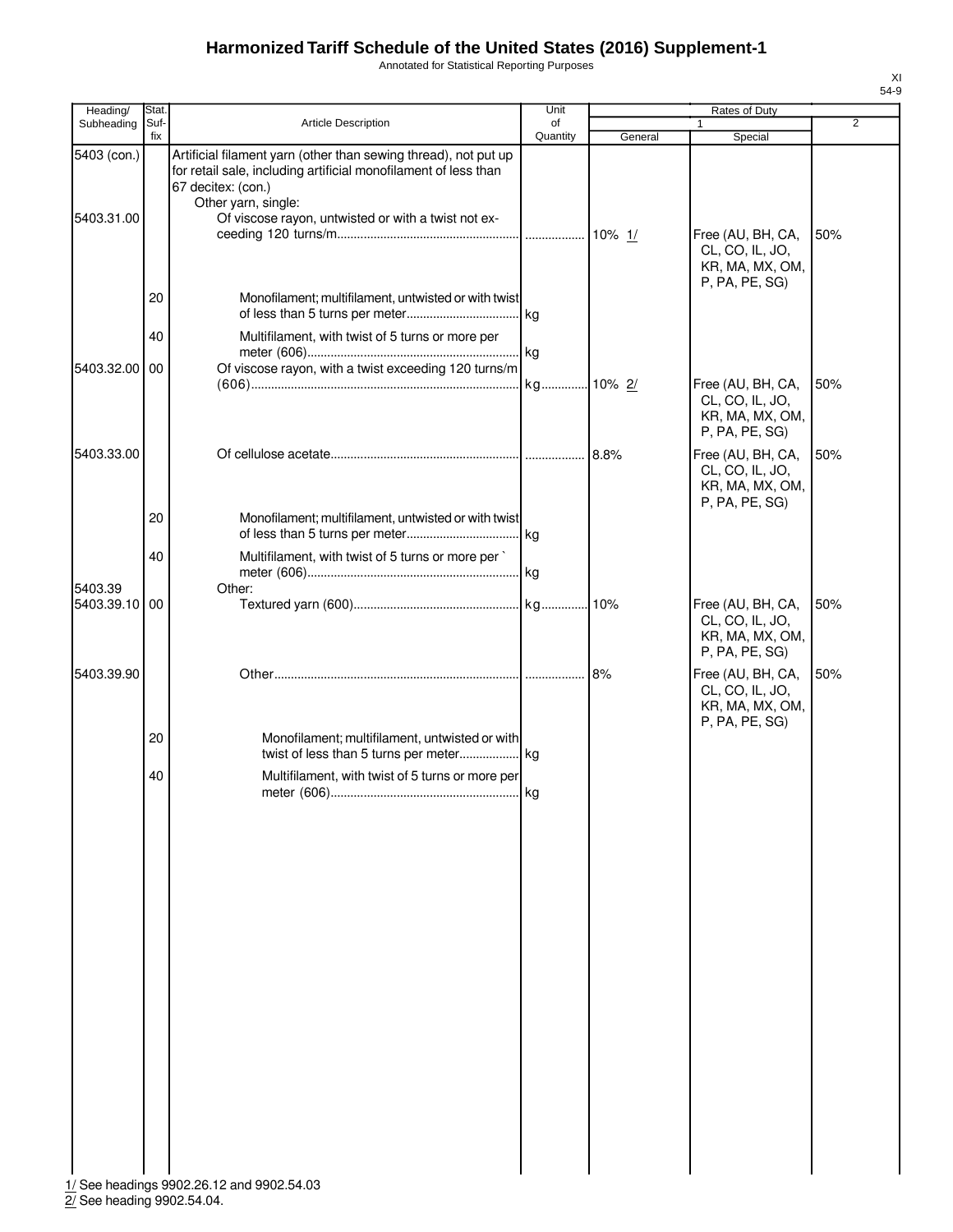# Harmonized Tariff Schedule of the United States (2016) Supplement-1

Annotated for Statistical Reporting Purposes

XI
54-9

| Heading/ Subheading | Stat. Suf- fix | Article Description | Unit of Quantity | Rates of Duty 1 General | Special | 2 |
|---|---|---|---|---|---|---|
| 5403 (con.) | | Artificial filament yarn (other than sewing thread), not put up for retail sale, including artificial monofilament of less than 67 decitex: (con.) | | | | |
| | | Other yarn, single: | | | | |
| 5403.31.00 | | Of viscose rayon, untwisted or with a twist not exceeding 120 turns/m | | 10% 1/ | Free (AU, BH, CA, CL, CO, IL, JO, KR, MA, MX, OM, P, PA, PE, SG) | 50% |
| | 20 | Monofilament; multifilament, untwisted or with twist of less than 5 turns per meter | kg | | | |
| | 40 | Multifilament, with twist of 5 turns or more per meter (606) | kg | | | |
| 5403.32.00 | 00 | Of viscose rayon, with a twist exceeding 120 turns/m (606) | kg | 10% 2/ | Free (AU, BH, CA, CL, CO, IL, JO, KR, MA, MX, OM, P, PA, PE, SG) | 50% |
| 5403.33.00 | | Of cellulose acetate | | 8.8% | Free (AU, BH, CA, CL, CO, IL, JO, KR, MA, MX, OM, P, PA, PE, SG) | 50% |
| | 20 | Monofilament; multifilament, untwisted or with twist of less than 5 turns per meter | kg | | | |
| | 40 | Multifilament, with twist of 5 turns or more per ` meter (606) | kg | | | |
| 5403.39 | | Other: | | | | |
| 5403.39.10 | 00 | Textured yarn (600) | kg | 10% | Free (AU, BH, CA, CL, CO, IL, JO, KR, MA, MX, OM, P, PA, PE, SG) | 50% |
| 5403.39.90 | | Other | | 8% | Free (AU, BH, CA, CL, CO, IL, JO, KR, MA, MX, OM, P, PA, PE, SG) | 50% |
| | 20 | Monofilament; multifilament, untwisted or with twist of less than 5 turns per meter | kg | | | |
| | 40 | Multifilament, with twist of 5 turns or more per meter (606) | kg | | | |

1/ See headings 9902.26.12 and 9902.54.03
2/ See heading 9902.54.04.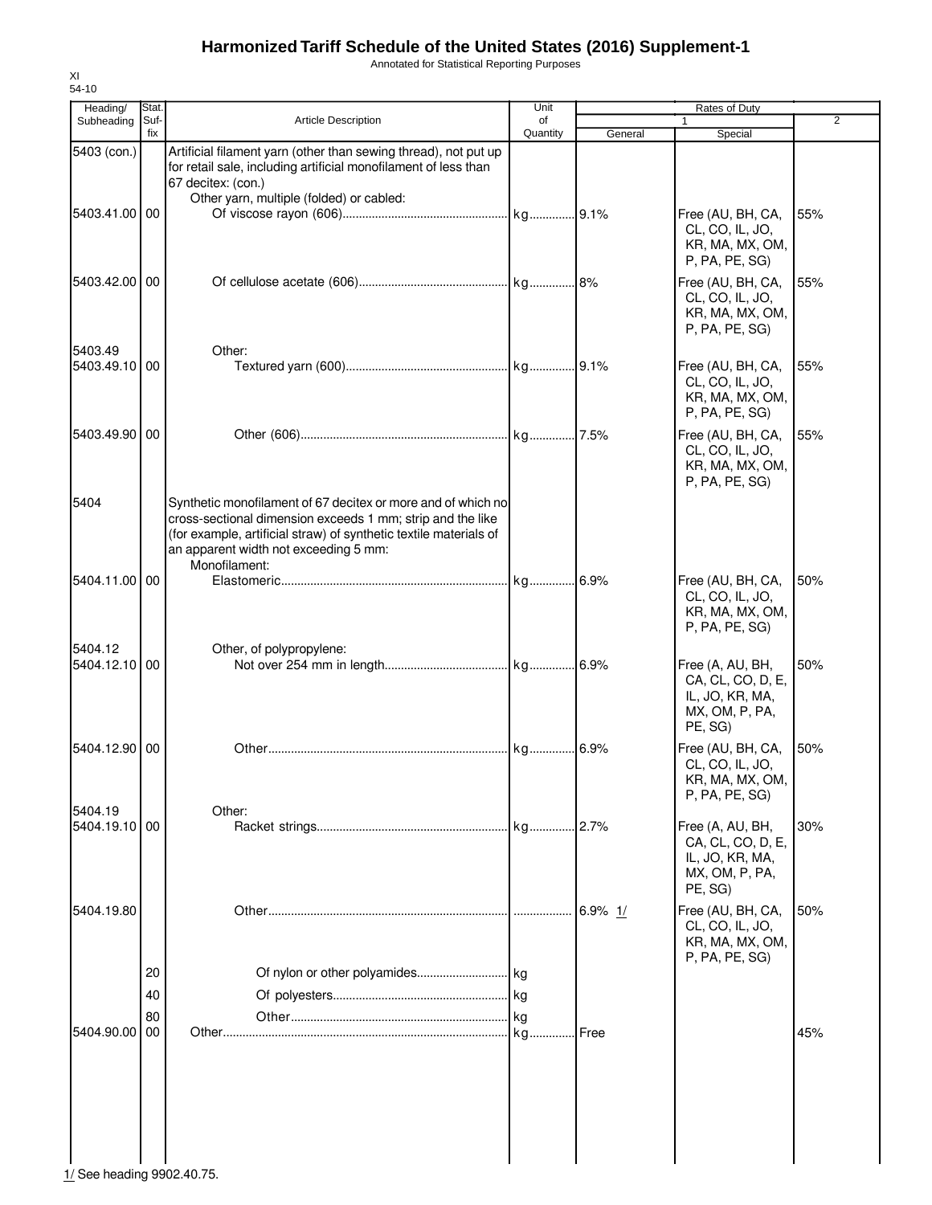# Harmonized Tariff Schedule of the United States (2016) Supplement-1

Annotated for Statistical Reporting Purposes

XI
54-10

| Heading/ Subheading | Stat. Suf- fix | Article Description | Unit of Quantity | Rates of Duty 1 General | Rates of Duty 1 Special | Rates of Duty 2 |
|---|---|---|---|---|---|---|
| 5403 (con.) | | Artificial filament yarn (other than sewing thread), not put up for retail sale, including artificial monofilament of less than 67 decitex: (con.) | | | | |
| | | Other yarn, multiple (folded) or cabled: | | | | |
| 5403.41.00 | 00 | Of viscose rayon (606) | kg | 9.1% | Free (AU, BH, CA, CL, CO, IL, JO, KR, MA, MX, OM, P, PA, PE, SG) | 55% |
| 5403.42.00 | 00 | Of cellulose acetate (606) | kg | 8% | Free (AU, BH, CA, CL, CO, IL, JO, KR, MA, MX, OM, P, PA, PE, SG) | 55% |
| 5403.49 | | Other: | | | | |
| 5403.49.10 | 00 | Textured yarn (600) | kg | 9.1% | Free (AU, BH, CA, CL, CO, IL, JO, KR, MA, MX, OM, P, PA, PE, SG) | 55% |
| 5403.49.90 | 00 | Other (606) | kg | 7.5% | Free (AU, BH, CA, CL, CO, IL, JO, KR, MA, MX, OM, P, PA, PE, SG) | 55% |
| 5404 | | Synthetic monofilament of 67 decitex or more and of which no cross-sectional dimension exceeds 1 mm; strip and the like (for example, artificial straw) of synthetic textile materials of an apparent width not exceeding 5 mm: | | | | |
| | | Monofilament: | | | | |
| 5404.11.00 | 00 | Elastomeric | kg | 6.9% | Free (AU, BH, CA, CL, CO, IL, JO, KR, MA, MX, OM, P, PA, PE, SG) | 50% |
| 5404.12 | | Other, of polypropylene: | | | | |
| 5404.12.10 | 00 | Not over 254 mm in length | kg | 6.9% | Free (A, AU, BH, CA, CL, CO, D, E, IL, JO, KR, MA, MX, OM, P, PA, PE, SG) | 50% |
| 5404.12.90 | 00 | Other | kg | 6.9% | Free (AU, BH, CA, CL, CO, IL, JO, KR, MA, MX, OM, P, PA, PE, SG) | 50% |
| 5404.19 | | Other: | | | | |
| 5404.19.10 | 00 | Racket strings | kg | 2.7% | Free (A, AU, BH, CA, CL, CO, D, E, IL, JO, KR, MA, MX, OM, P, PA, PE, SG) | 30% |
| 5404.19.80 | | Other | | 6.9% 1/ | Free (AU, BH, CA, CL, CO, IL, JO, KR, MA, MX, OM, P, PA, PE, SG) | 50% |
| | 20 | Of nylon or other polyamides | kg | | | |
| | 40 | Of polyesters | kg | | | |
| | 80 | Other | kg | | | |
| 5404.90.00 | 00 | Other | kg | Free | | 45% |

1/ See heading 9902.40.75.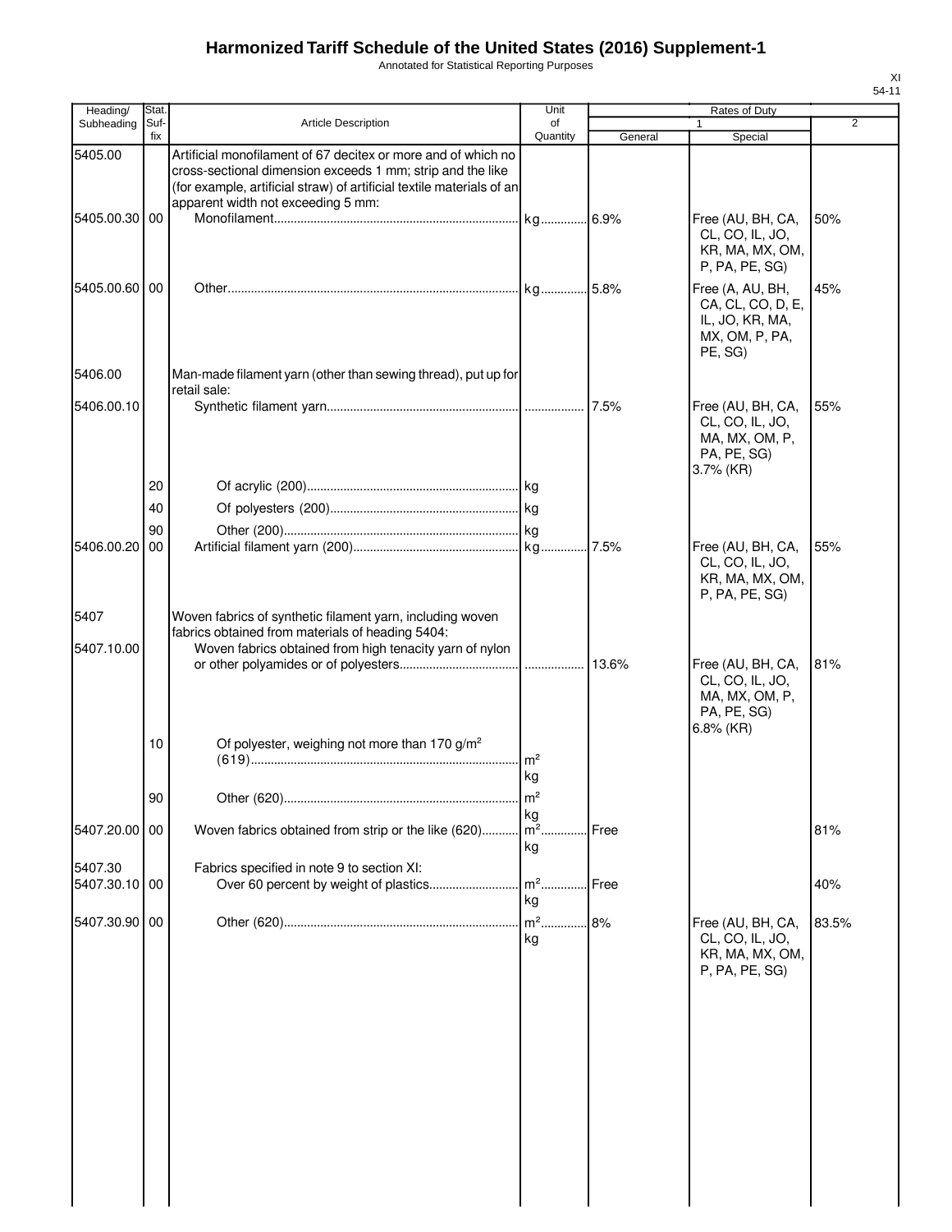# Harmonized Tariff Schedule of the United States (2016) Supplement-1

Annotated for Statistical Reporting Purposes

XI
54-11

| Heading/ Subheading | Stat. Suf- fix | Article Description | Unit of Quantity | Rates of Duty 1 General | Special | 2 |
|---|---|---|---|---|---|---|
| 5405.00 | | Artificial monofilament of 67 decitex or more and of which no cross-sectional dimension exceeds 1 mm; strip and the like (for example, artificial straw) of artificial textile materials of an apparent width not exceeding 5 mm: | | | | |
| 5405.00.30 | 00 | Monofilament | kg | 6.9% | Free (AU, BH, CA, CL, CO, IL, JO, KR, MA, MX, OM, P, PA, PE, SG) | 50% |
| 5405.00.60 | 00 | Other | kg | 5.8% | Free (A, AU, BH, CA, CL, CO, D, E, IL, JO, KR, MA, MX, OM, P, PA, PE, SG) | 45% |
| 5406.00 | | Man-made filament yarn (other than sewing thread), put up for retail sale: | | | | |
| 5406.00.10 | | Synthetic filament yarn | | 7.5% | Free (AU, BH, CA, CL, CO, IL, JO, MA, MX, OM, P, PA, PE, SG) 3.7% (KR) | 55% |
| | 20 | Of acrylic (200) | kg | | | |
| | 40 | Of polyesters (200) | kg | | | |
| | 90 | Other (200) | kg | | | |
| 5406.00.20 | 00 | Artificial filament yarn (200) | kg | 7.5% | Free (AU, BH, CA, CL, CO, IL, JO, KR, MA, MX, OM, P, PA, PE, SG) | 55% |
| 5407 | | Woven fabrics of synthetic filament yarn, including woven fabrics obtained from materials of heading 5404: | | | | |
| 5407.10.00 | | Woven fabrics obtained from high tenacity yarn of nylon or other polyamides or of polyesters | | 13.6% | Free (AU, BH, CA, CL, CO, IL, JO, MA, MX, OM, P, PA, PE, SG) 6.8% (KR) | 81% |
| | 10 | Of polyester, weighing not more than 170 g/m² (619) | m² kg | | | |
| | 90 | Other (620) | m² kg | | | |
| 5407.20.00 | 00 | Woven fabrics obtained from strip or the like (620) | m² kg | Free | | 81% |
| 5407.30 | | Fabrics specified in note 9 to section XI: | | | | |
| 5407.30.10 | 00 | Over 60 percent by weight of plastics | m² kg | Free | | 40% |
| 5407.30.90 | 00 | Other (620) | m² kg | 8% | Free (AU, BH, CA, CL, CO, IL, JO, KR, MA, MX, OM, P, PA, PE, SG) | 83.5% |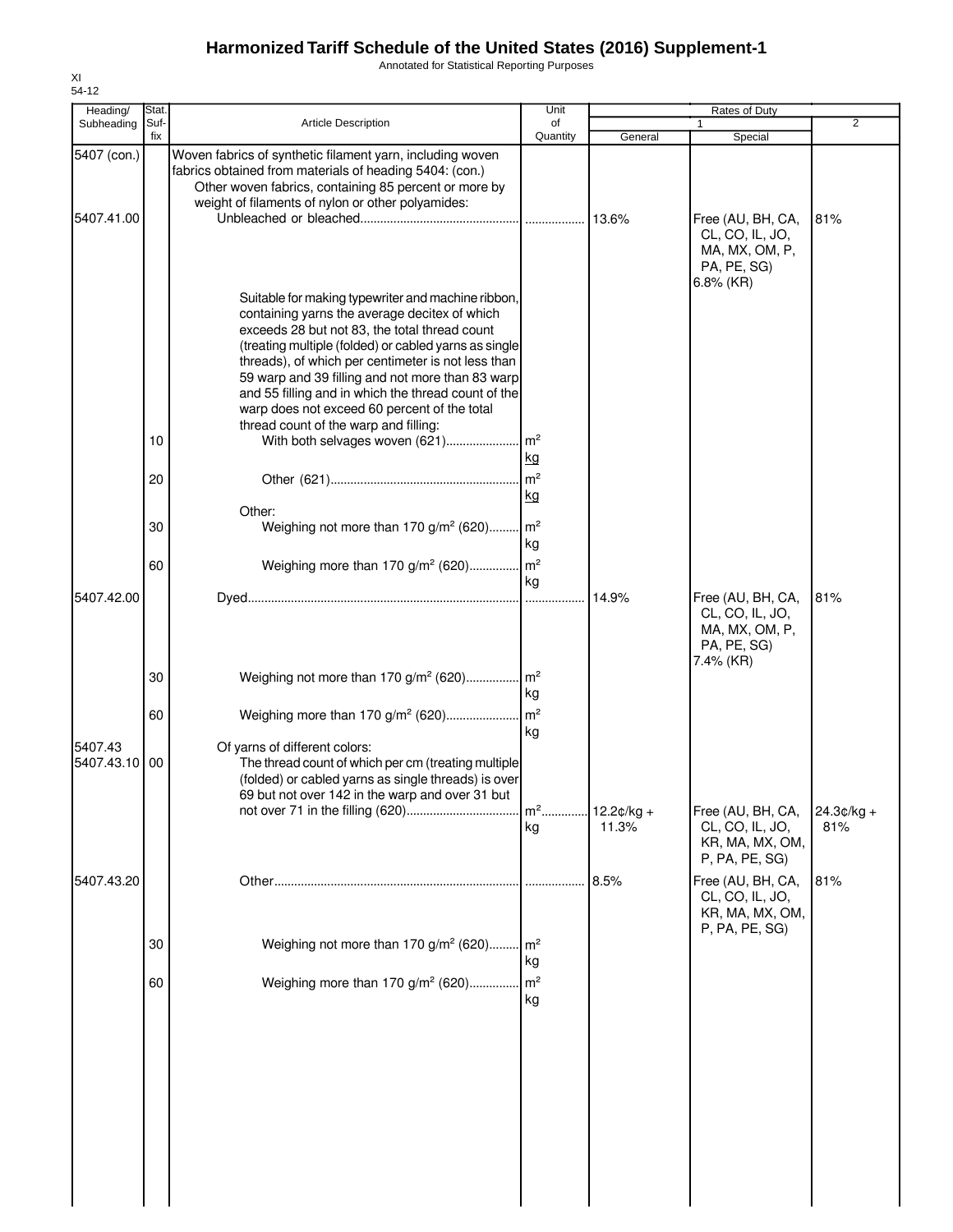# Harmonized Tariff Schedule of the United States (2016) Supplement-1

Annotated for Statistical Reporting Purposes

XI
54-12

| Heading/ Subheading | Stat. Suf- fix | Article Description | Unit of Quantity | Rates of Duty 1 General | Special | 2 |
|---|---|---|---|---|---|---|
| 5407 (con.) | | Woven fabrics of synthetic filament yarn, including woven fabrics obtained from materials of heading 5404: (con.) | | | | |
| | | Other woven fabrics, containing 85 percent or more by weight of filaments of nylon or other polyamides: | | | | |
| 5407.41.00 | | Unbleached or bleached | | 13.6% | Free (AU, BH, CA, CL, CO, IL, JO, MA, MX, OM, P, PA, PE, SG) 6.8% (KR) | 81% |
| | | Suitable for making typewriter and machine ribbon, containing yarns the average decitex of which exceeds 28 but not 83, the total thread count (treating multiple (folded) or cabled yarns as single threads), of which per centimeter is not less than 59 warp and 39 filling and not more than 83 warp and 55 filling and in which the thread count of the warp does not exceed 60 percent of the total thread count of the warp and filling: | | | | |
| | 10 | With both selvages woven (621) | m² kg | | | |
| | 20 | Other (621) | m² kg | | | |
| | | Other: | | | | |
| | 30 | Weighing not more than 170 g/m² (620) | m² kg | | | |
| | 60 | Weighing more than 170 g/m² (620) | m² kg | | | |
| 5407.42.00 | | Dyed | | 14.9% | Free (AU, BH, CA, CL, CO, IL, JO, MA, MX, OM, P, PA, PE, SG) 7.4% (KR) | 81% |
| | 30 | Weighing not more than 170 g/m² (620) | m² kg | | | |
| | 60 | Weighing more than 170 g/m² (620) | m² kg | | | |
| 5407.43 | | Of yarns of different colors: | | | | |
| 5407.43.10 | 00 | The thread count of which per cm (treating multiple (folded) or cabled yarns as single threads) is over 69 but not over 142 in the warp and over 31 but not over 71 in the filling (620) | m² kg | 12.2¢/kg + 11.3% | Free (AU, BH, CA, CL, CO, IL, JO, KR, MA, MX, OM, P, PA, PE, SG) | 24.3¢/kg + 81% |
| 5407.43.20 | | Other | | 8.5% | Free (AU, BH, CA, CL, CO, IL, JO, KR, MA, MX, OM, P, PA, PE, SG) | 81% |
| | 30 | Weighing not more than 170 g/m² (620) | m² kg | | | |
| | 60 | Weighing more than 170 g/m² (620) | m² kg | | | |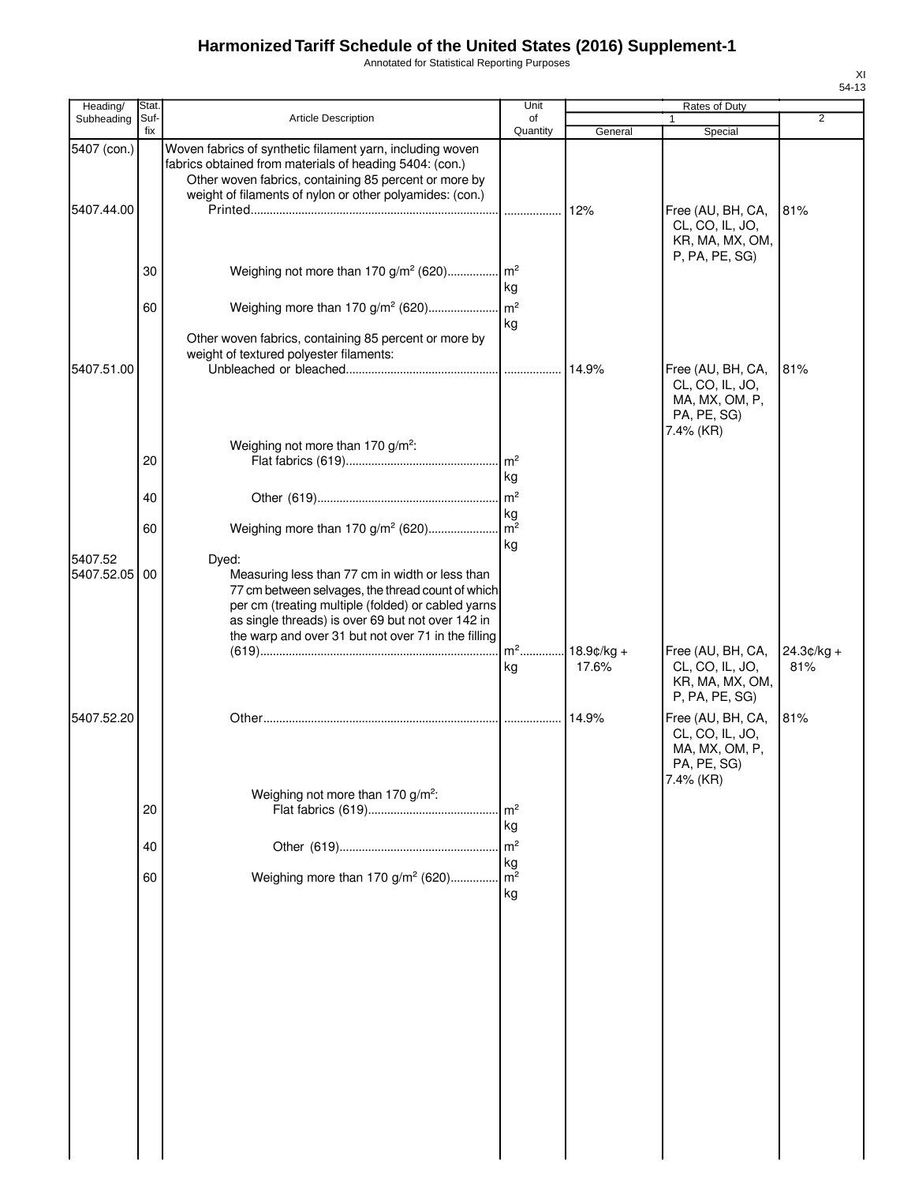# Harmonized Tariff Schedule of the United States (2016) Supplement-1

Annotated for Statistical Reporting Purposes

XI
54-13

| Heading/ Subheading | Stat. Suf- fix | Article Description | Unit of Quantity | Rates of Duty 1 General | Rates of Duty 1 Special | Rates of Duty 2 |
|---|---|---|---|---|---|---|
| 5407 (con.) | | Woven fabrics of synthetic filament yarn, including woven fabrics obtained from materials of heading 5404: (con.) | | | | |
| | | Other woven fabrics, containing 85 percent or more by weight of filaments of nylon or other polyamides: (con.) | | | | |
| 5407.44.00 | | Printed | | 12% | Free (AU, BH, CA, CL, CO, IL, JO, KR, MA, MX, OM, P, PA, PE, SG) | 81% |
| | 30 | Weighing not more than 170 g/m² (620) | m² kg | | | |
| | 60 | Weighing more than 170 g/m² (620) | m² kg | | | |
| | | Other woven fabrics, containing 85 percent or more by weight of textured polyester filaments: | | | | |
| 5407.51.00 | | Unbleached or bleached | | 14.9% | Free (AU, BH, CA, CL, CO, IL, JO, MA, MX, OM, P, PA, PE, SG) 7.4% (KR) | 81% |
| | | Weighing not more than 170 g/m²: | | | | |
| | 20 | Flat fabrics (619) | m² kg | | | |
| | 40 | Other (619) | m² kg | | | |
| | 60 | Weighing more than 170 g/m² (620) | m² kg | | | |
| 5407.52 | | Dyed: | | | | |
| 5407.52.05 | 00 | Measuring less than 77 cm in width or less than 77 cm between selvages, the thread count of which per cm (treating multiple (folded) or cabled yarns as single threads) is over 69 but not over 142 in the warp and over 31 but not over 71 in the filling (619) | m² kg | 18.9¢/kg + 17.6% | Free (AU, BH, CA, CL, CO, IL, JO, KR, MA, MX, OM, P, PA, PE, SG) | 24.3¢/kg + 81% |
| 5407.52.20 | | Other | | 14.9% | Free (AU, BH, CA, CL, CO, IL, JO, MA, MX, OM, P, PA, PE, SG) 7.4% (KR) | 81% |
| | | Weighing not more than 170 g/m²: | | | | |
| | 20 | Flat fabrics (619) | m² kg | | | |
| | 40 | Other (619) | m² kg | | | |
| | 60 | Weighing more than 170 g/m² (620) | m² kg | | | |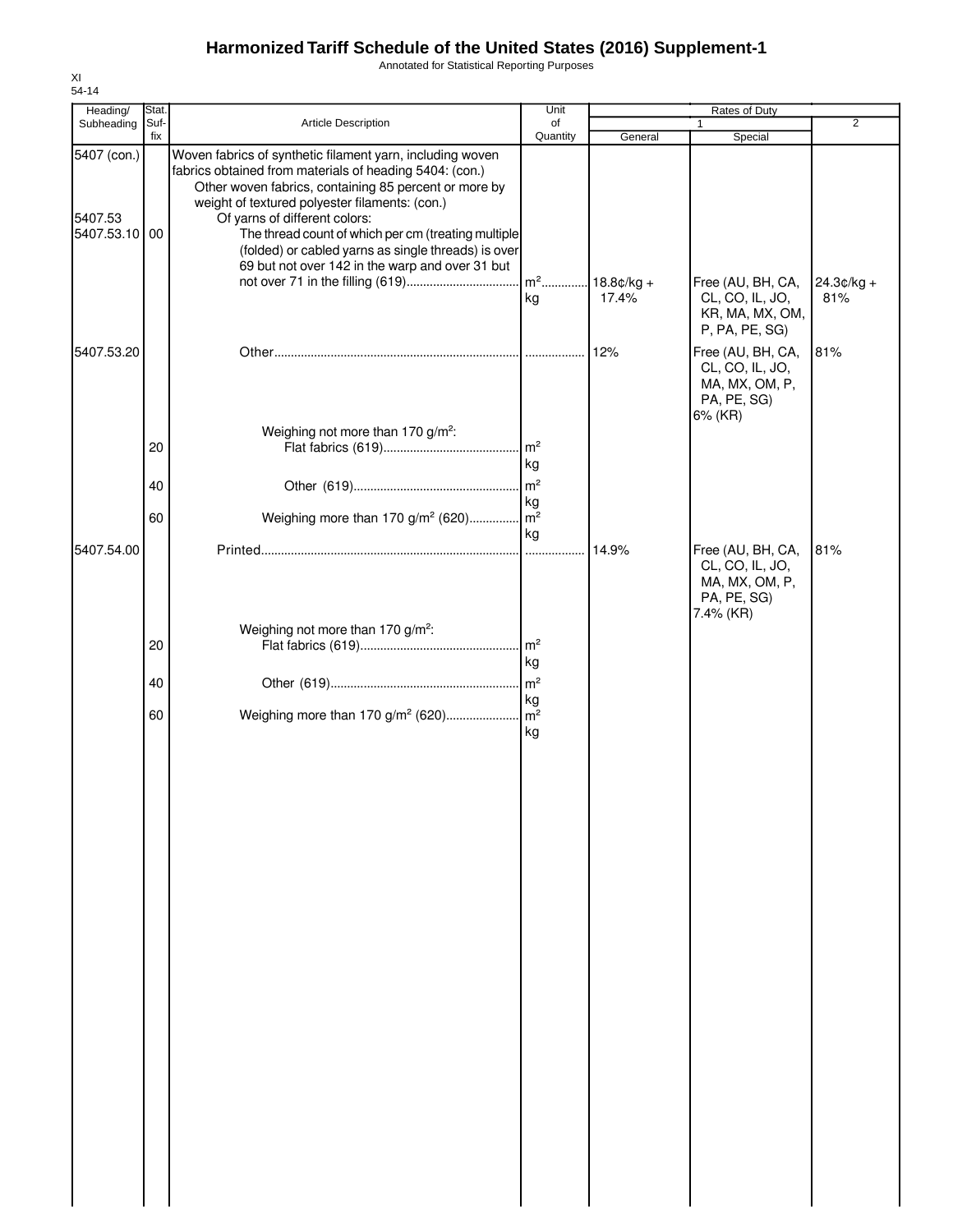# Harmonized Tariff Schedule of the United States (2016) Supplement-1

Annotated for Statistical Reporting Purposes

XI
54-14

| Heading/ Subheading | Stat. Suf- fix | Article Description | Unit of Quantity | Rates of Duty 1 General | Rates of Duty 1 Special | Rates of Duty 2 |
|---|---|---|---|---|---|---|
| 5407 (con.) | | Woven fabrics of synthetic filament yarn, including woven fabrics obtained from materials of heading 5404: (con.) | | | | |
| | | Other woven fabrics, containing 85 percent or more by weight of textured polyester filaments: (con.) | | | | |
| 5407.53 | | Of yarns of different colors: | | | | |
| 5407.53.10 | 00 | The thread count of which per cm (treating multiple (folded) or cabled yarns as single threads) is over 69 but not over 142 in the warp and over 31 but not over 71 in the filling (619) | m² kg | 18.8¢/kg + 17.4% | Free (AU, BH, CA, CL, CO, IL, JO, KR, MA, MX, OM, P, PA, PE, SG) | 24.3¢/kg + 81% |
| 5407.53.20 | | Other | | 12% | Free (AU, BH, CA, CL, CO, IL, JO, MA, MX, OM, P, PA, PE, SG) 6% (KR) | 81% |
| | | Weighing not more than 170 g/m²: | | | | |
| | 20 | Flat fabrics (619) | m² kg | | | |
| | 40 | Other (619) | m² kg | | | |
| | 60 | Weighing more than 170 g/m² (620) | m² kg | | | |
| 5407.54.00 | | Printed | | 14.9% | Free (AU, BH, CA, CL, CO, IL, JO, MA, MX, OM, P, PA, PE, SG) 7.4% (KR) | 81% |
| | | Weighing not more than 170 g/m²: | | | | |
| | 20 | Flat fabrics (619) | m² kg | | | |
| | 40 | Other (619) | m² kg | | | |
| | 60 | Weighing more than 170 g/m² (620) | m² kg | | | |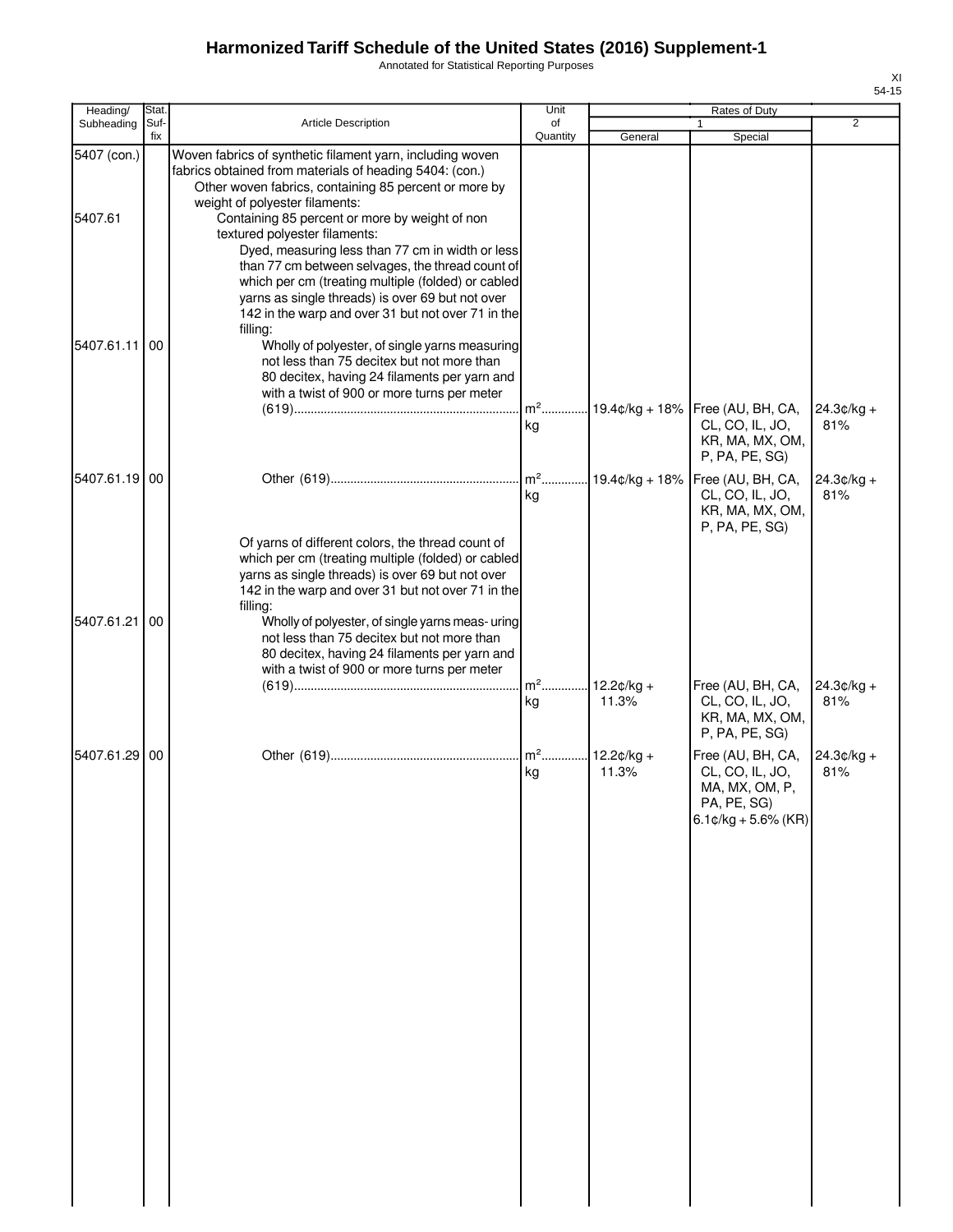# Harmonized Tariff Schedule of the United States (2016) Supplement-1

Annotated for Statistical Reporting Purposes

XI
54-15

| Heading/ Subheading | Stat. Suf- fix | Article Description | Unit of Quantity | Rates of Duty | | |
|---|---|---|---|---|---|---|
| | | | | 1 | | 2 |
| | | | | General | Special | |
| 5407 (con.) | | Woven fabrics of synthetic filament yarn, including woven fabrics obtained from materials of heading 5404: (con.) | | | | |
| | | Other woven fabrics, containing 85 percent or more by weight of polyester filaments: | | | | |
| 5407.61 | | Containing 85 percent or more by weight of non textured polyester filaments: | | | | |
| | | Dyed, measuring less than 77 cm in width or less than 77 cm between selvages, the thread count of which per cm (treating multiple (folded) or cabled yarns as single threads) is over 69 but not over 142 in the warp and over 31 but not over 71 in the filling: | | | | |
| 5407.61.11 | 00 | Wholly of polyester, of single yarns measuring not less than 75 decitex but not more than 80 decitex, having 24 filaments per yarn and with a twist of 900 or more turns per meter (619) | $m^2$ kg | 19.4¢/kg + 18% | Free (AU, BH, CA, CL, CO, IL, JO, KR, MA, MX, OM, P, PA, PE, SG) | 24.3¢/kg + 81% |
| 5407.61.19 | 00 | Other (619) | $m^2$ kg | 19.4¢/kg + 18% | Free (AU, BH, CA, CL, CO, IL, JO, KR, MA, MX, OM, P, PA, PE, SG) | 24.3¢/kg + 81% |
| | | Of yarns of different colors, the thread count of which per cm (treating multiple (folded) or cabled yarns as single threads) is over 69 but not over 142 in the warp and over 31 but not over 71 in the filling: | | | | |
| 5407.61.21 | 00 | Wholly of polyester, of single yarns meas- uring not less than 75 decitex but not more than 80 decitex, having 24 filaments per yarn and with a twist of 900 or more turns per meter (619) | $m^2$ kg | 12.2¢/kg + 11.3% | Free (AU, BH, CA, CL, CO, IL, JO, KR, MA, MX, OM, P, PA, PE, SG) | 24.3¢/kg + 81% |
| 5407.61.29 | 00 | Other (619) | $m^2$ kg | 12.2¢/kg + 11.3% | Free (AU, BH, CA, CL, CO, IL, JO, MA, MX, OM, P, PA, PE, SG) 6.1¢/kg + 5.6% (KR) | 24.3¢/kg + 81% |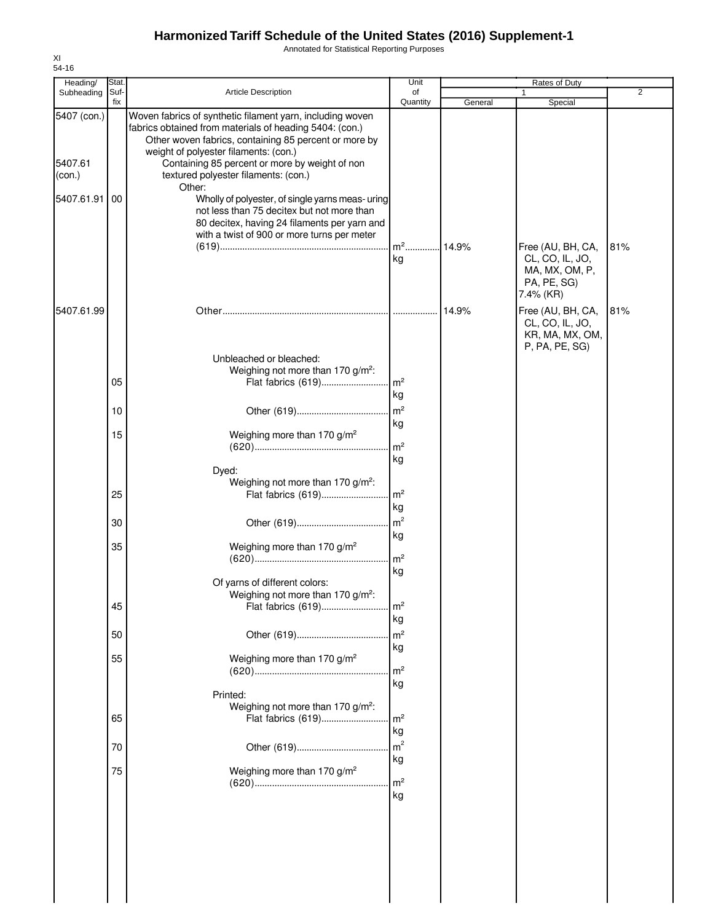# Harmonized Tariff Schedule of the United States (2016) Supplement-1

Annotated for Statistical Reporting Purposes

XI
54-16

| Heading/ Subheading | Stat. Suf- fix | Article Description | Unit of Quantity | Rates of Duty 1 General | Rates of Duty 1 Special | Rates of Duty 2 |
|---|---|---|---|---|---|---|
| 5407 (con.) | | Woven fabrics of synthetic filament yarn, including woven fabrics obtained from materials of heading 5404: (con.) | | | | |
| | | Other woven fabrics, containing 85 percent or more by weight of polyester filaments: (con.) | | | | |
| 5407.61 (con.) | | Containing 85 percent or more by weight of non textured polyester filaments: (con.) | | | | |
| | | Other: | | | | |
| 5407.61.91 | 00 | Wholly of polyester, of single yarns meas- uring not less than 75 decitex but not more than 80 decitex, having 24 filaments per yarn and with a twist of 900 or more turns per meter (619) | m² kg | 14.9% | Free (AU, BH, CA, CL, CO, IL, JO, MA, MX, OM, P, PA, PE, SG) 7.4% (KR) | 81% |
| 5407.61.99 | | Other | | 14.9% | Free (AU, BH, CA, CL, CO, IL, JO, KR, MA, MX, OM, P, PA, PE, SG) | 81% |
| | | Unbleached or bleached: | | | | |
| | | Weighing not more than 170 g/m²: | | | | |
| | 05 | Flat fabrics (619) | m² kg | | | |
| | 10 | Other (619) | m² kg | | | |
| | 15 | Weighing more than 170 g/m² (620) | m² kg | | | |
| | | Dyed: | | | | |
| | | Weighing not more than 170 g/m²: | | | | |
| | 25 | Flat fabrics (619) | m² kg | | | |
| | 30 | Other (619) | m² kg | | | |
| | 35 | Weighing more than 170 g/m² (620) | m² kg | | | |
| | | Of yarns of different colors: | | | | |
| | | Weighing not more than 170 g/m²: | | | | |
| | 45 | Flat fabrics (619) | m² kg | | | |
| | 50 | Other (619) | m² kg | | | |
| | 55 | Weighing more than 170 g/m² (620) | m² kg | | | |
| | | Printed: | | | | |
| | | Weighing not more than 170 g/m²: | | | | |
| | 65 | Flat fabrics (619) | m² kg | | | |
| | 70 | Other (619) | m² kg | | | |
| | 75 | Weighing more than 170 g/m² (620) | m² kg | | | |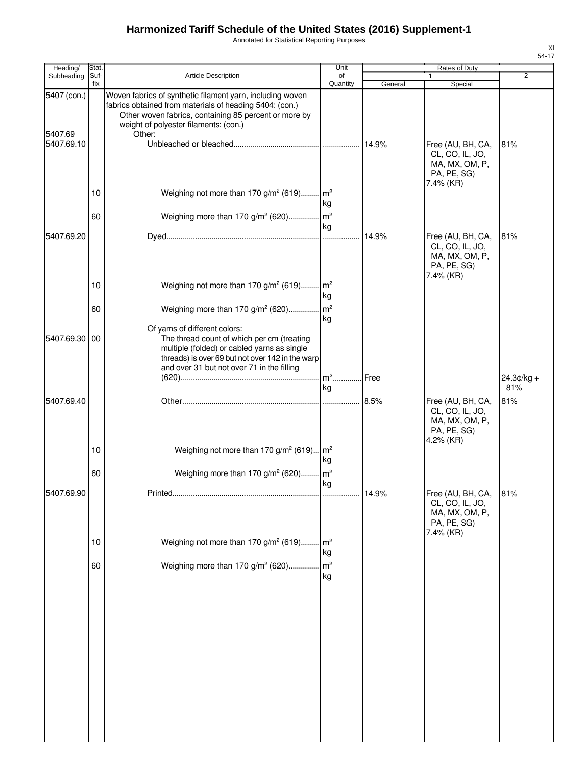# Harmonized Tariff Schedule of the United States (2016) Supplement-1

Annotated for Statistical Reporting Purposes

XI
54-17

| Heading/ Subheading | Stat. Suf- fix | Article Description | Unit of Quantity | Rates of Duty 1 General | Special | 2 |
|---|---|---|---|---|---|---|
| 5407 (con.) | | Woven fabrics of synthetic filament yarn, including woven fabrics obtained from materials of heading 5404: (con.) | | | | |
| | | Other woven fabrics, containing 85 percent or more by weight of polyester filaments: (con.) | | | | |
| 5407.69 | | Other: | | | | |
| 5407.69.10 | | Unbleached or bleached | | 14.9% | Free (AU, BH, CA, CL, CO, IL, JO, MA, MX, OM, P, PA, PE, SG) 7.4% (KR) | 81% |
| | 10 | Weighing not more than 170 g/m² (619) | m² kg | | | |
| | 60 | Weighing more than 170 g/m² (620) | m² kg | | | |
| 5407.69.20 | | Dyed | | 14.9% | Free (AU, BH, CA, CL, CO, IL, JO, MA, MX, OM, P, PA, PE, SG) 7.4% (KR) | 81% |
| | 10 | Weighing not more than 170 g/m² (619) | m² kg | | | |
| | 60 | Weighing more than 170 g/m² (620) | m² kg | | | |
| | | Of yarns of different colors: | | | | |
| 5407.69.30 | 00 | The thread count of which per cm (treating multiple (folded) or cabled yarns as single threads) is over 69 but not over 142 in the warp and over 31 but not over 71 in the filling (620) | m² kg | Free | | 24.3¢/kg + 81% |
| 5407.69.40 | | Other | | 8.5% | Free (AU, BH, CA, CL, CO, IL, JO, MA, MX, OM, P, PA, PE, SG) 4.2% (KR) | 81% |
| | 10 | Weighing not more than 170 g/m² (619) | m² kg | | | |
| | 60 | Weighing more than 170 g/m² (620) | m² kg | | | |
| 5407.69.90 | | Printed | | 14.9% | Free (AU, BH, CA, CL, CO, IL, JO, MA, MX, OM, P, PA, PE, SG) 7.4% (KR) | 81% |
| | 10 | Weighing not more than 170 g/m² (619) | m² kg | | | |
| | 60 | Weighing more than 170 g/m² (620) | m² kg | | | |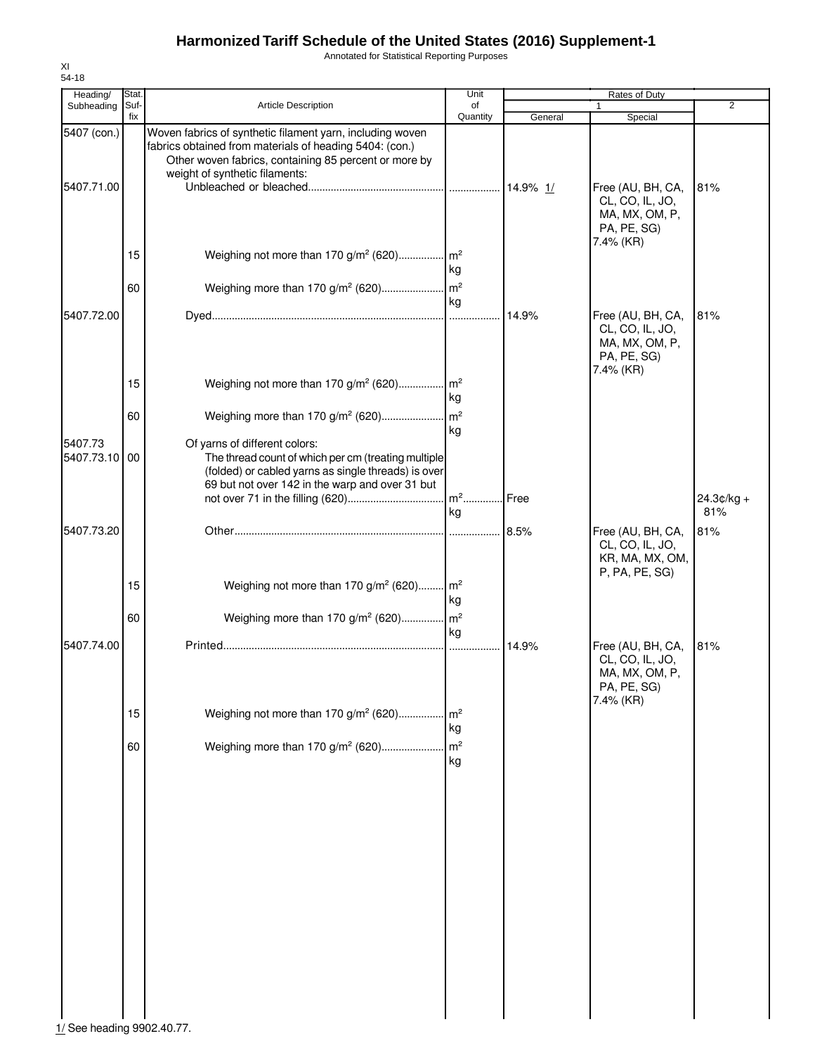# Harmonized Tariff Schedule of the United States (2016) Supplement-1

Annotated for Statistical Reporting Purposes

XI
54-18

| Heading/ Subheading | Stat. Suf-fix | Article Description | Unit of Quantity | Rates of Duty 1 General | Special | 2 |
|---|---|---|---|---|---|---|
| 5407 (con.) | | Woven fabrics of synthetic filament yarn, including woven fabrics obtained from materials of heading 5404: (con.) | | | | |
| | | Other woven fabrics, containing 85 percent or more by weight of synthetic filaments: | | | | |
| 5407.71.00 | | Unbleached or bleached | | 14.9% 1/ | Free (AU, BH, CA, CL, CO, IL, JO, MA, MX, OM, P, PA, PE, SG) 7.4% (KR) | 81% |
| | 15 | Weighing not more than 170 g/m² (620) | m² kg | | | |
| | 60 | Weighing more than 170 g/m² (620) | m² kg | | | |
| 5407.72.00 | | Dyed | | 14.9% | Free (AU, BH, CA, CL, CO, IL, JO, MA, MX, OM, P, PA, PE, SG) 7.4% (KR) | 81% |
| | 15 | Weighing not more than 170 g/m² (620) | m² kg | | | |
| | 60 | Weighing more than 170 g/m² (620) | m² kg | | | |
| 5407.73 | | Of yarns of different colors: | | | | |
| 5407.73.10 | 00 | The thread count of which per cm (treating multiple (folded) or cabled yarns as single threads) is over 69 but not over 142 in the warp and over 31 but not over 71 in the filling (620) | m² kg | Free | | 24.3¢/kg + 81% |
| 5407.73.20 | | Other | | 8.5% | Free (AU, BH, CA, CL, CO, IL, JO, KR, MA, MX, OM, P, PA, PE, SG) | 81% |
| | 15 | Weighing not more than 170 g/m² (620) | m² kg | | | |
| | 60 | Weighing more than 170 g/m² (620) | m² kg | | | |
| 5407.74.00 | | Printed | | 14.9% | Free (AU, BH, CA, CL, CO, IL, JO, MA, MX, OM, P, PA, PE, SG) 7.4% (KR) | 81% |
| | 15 | Weighing not more than 170 g/m² (620) | m² kg | | | |
| | 60 | Weighing more than 170 g/m² (620) | m² kg | | | |

1/ See heading 9902.40.77.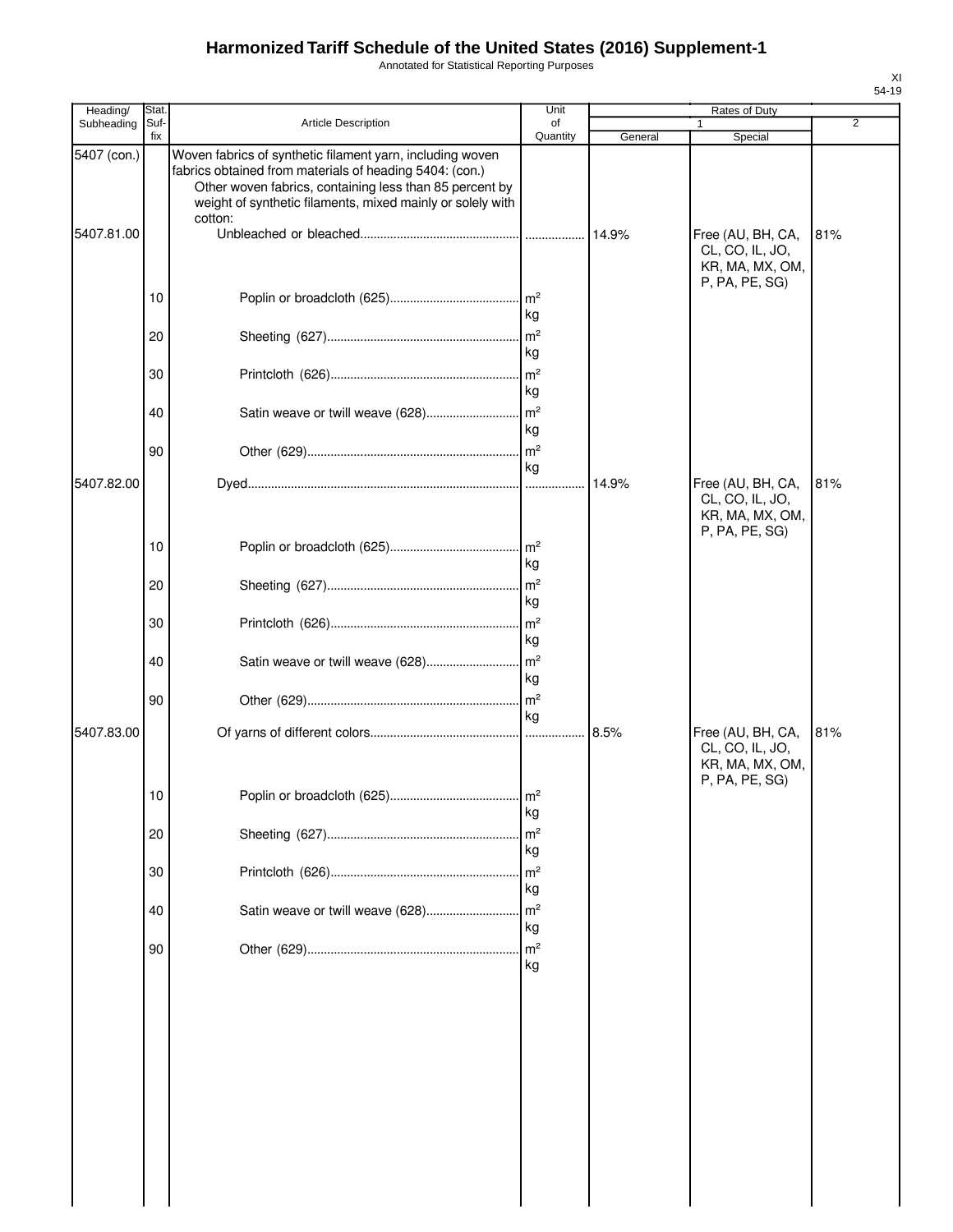# Harmonized Tariff Schedule of the United States (2016) Supplement-1

Annotated for Statistical Reporting Purposes

| Heading/ Subheading | Stat. Suf- fix | Article Description | Unit of Quantity | Rates of Duty | | |
|---|---|---|---|---|---|---|
| | | | | 1 | | 2 |
| | | | | General | Special | |
| 5407 (con.) | | Woven fabrics of synthetic filament yarn, including woven fabrics obtained from materials of heading 5404: (con.) | | | | |
| | | Other woven fabrics, containing less than 85 percent by weight of synthetic filaments, mixed mainly or solely with cotton: | | | | |
| 5407.81.00 | | Unbleached or bleached | | 14.9% | Free (AU, BH, CA, CL, CO, IL, JO, KR, MA, MX, OM, P, PA, PE, SG) | 81% |
| | 10 | Poplin or broadcloth (625) | m² kg | | | |
| | 20 | Sheeting (627) | m² kg | | | |
| | 30 | Printcloth (626) | m² kg | | | |
| | 40 | Satin weave or twill weave (628) | m² kg | | | |
| | 90 | Other (629) | m² kg | | | |
| 5407.82.00 | | Dyed | | 14.9% | Free (AU, BH, CA, CL, CO, IL, JO, KR, MA, MX, OM, P, PA, PE, SG) | 81% |
| | 10 | Poplin or broadcloth (625) | m² kg | | | |
| | 20 | Sheeting (627) | m² kg | | | |
| | 30 | Printcloth (626) | m² kg | | | |
| | 40 | Satin weave or twill weave (628) | m² kg | | | |
| | 90 | Other (629) | m² kg | | | |
| 5407.83.00 | | Of yarns of different colors | | 8.5% | Free (AU, BH, CA, CL, CO, IL, JO, KR, MA, MX, OM, P, PA, PE, SG) | 81% |
| | 10 | Poplin or broadcloth (625) | m² kg | | | |
| | 20 | Sheeting (627) | m² kg | | | |
| | 30 | Printcloth (626) | m² kg | | | |
| | 40 | Satin weave or twill weave (628) | m² kg | | | |
| | 90 | Other (629) | m² kg | | | |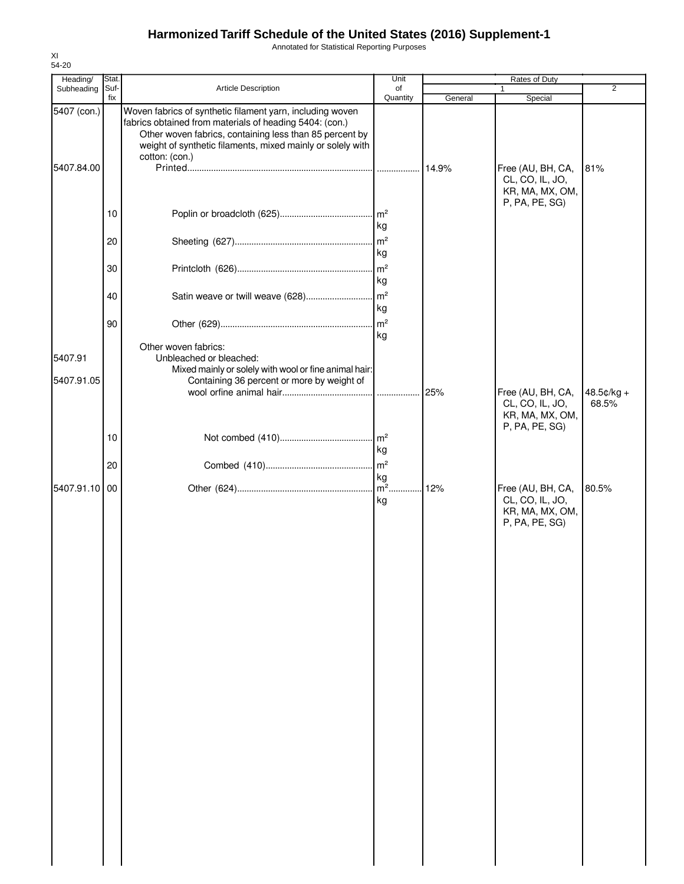# Harmonized Tariff Schedule of the United States (2016) Supplement-1

Annotated for Statistical Reporting Purposes

XI
54-20

| Heading/ Subheading | Stat. Suf-fix | Article Description | Unit of Quantity | Rates of Duty 1 General | Rates of Duty 1 Special | Rates of Duty 2 |
|---|---|---|---|---|---|---|
| 5407 (con.) | | Woven fabrics of synthetic filament yarn, including woven fabrics obtained from materials of heading 5404: (con.) | | | | |
| | | Other woven fabrics, containing less than 85 percent by weight of synthetic filaments, mixed mainly or solely with cotton: (con.) | | | | |
| 5407.84.00 | | Printed | | 14.9% | Free (AU, BH, CA, CL, CO, IL, JO, KR, MA, MX, OM, P, PA, PE, SG) | 81% |
| | 10 | Poplin or broadcloth (625) | m² kg | | | |
| | 20 | Sheeting (627) | m² kg | | | |
| | 30 | Printcloth (626) | m² kg | | | |
| | 40 | Satin weave or twill weave (628) | m² kg | | | |
| | 90 | Other (629) | m² kg | | | |
| | | Other woven fabrics: | | | | |
| 5407.91 | | Unbleached or bleached: | | | | |
| | | Mixed mainly or solely with wool or fine animal hair: | | | | |
| 5407.91.05 | | Containing 36 percent or more by weight of wool orfine animal hair | | 25% | Free (AU, BH, CA, CL, CO, IL, JO, KR, MA, MX, OM, P, PA, PE, SG) | 48.5¢/kg + 68.5% |
| | 10 | Not combed (410) | m² kg | | | |
| | 20 | Combed (410) | m² kg | | | |
| 5407.91.10 | 00 | Other (624) | m² kg | 12% | Free (AU, BH, CA, CL, CO, IL, JO, KR, MA, MX, OM, P, PA, PE, SG) | 80.5% |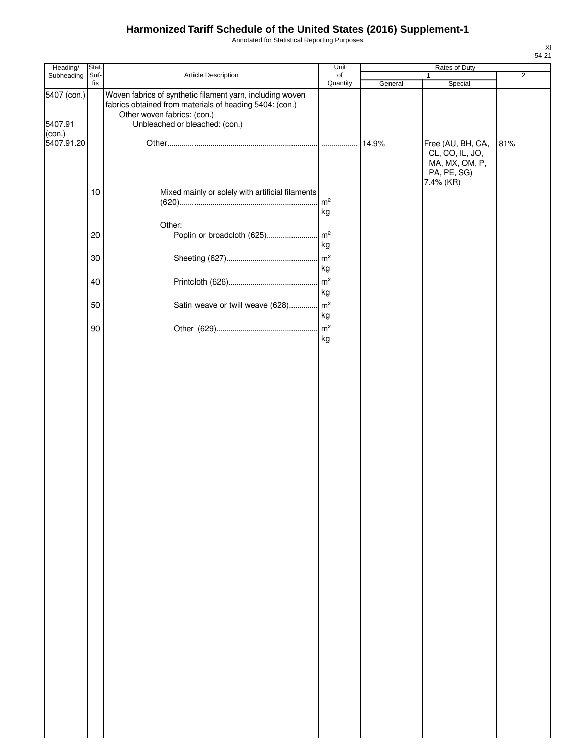# Harmonized Tariff Schedule of the United States (2016) Supplement-1

Annotated for Statistical Reporting Purposes

XI
54-21

| Heading/ Subheading | Stat. Suf- fix | Article Description | Unit of Quantity | Rates of Duty 1 General | Rates of Duty 1 Special | Rates of Duty 2 |
|---|---|---|---|---|---|---|
| 5407 (con.) | | Woven fabrics of synthetic filament yarn, including woven fabrics obtained from materials of heading 5404: (con.) | | | | |
| | | Other woven fabrics: (con.) | | | | |
| 5407.91 (con.) | | Unbleached or bleached: (con.) | | | | |
| 5407.91.20 | | Other | | 14.9% | Free (AU, BH, CA, CL, CO, IL, JO, MA, MX, OM, P, PA, PE, SG) 7.4% (KR) | 81% |
| | 10 | Mixed mainly or solely with artificial filaments (620) | m² kg | | | |
| | | Other: | | | | |
| | 20 | Poplin or broadcloth (625) | m² kg | | | |
| | 30 | Sheeting (627) | m² kg | | | |
| | 40 | Printcloth (626) | m² kg | | | |
| | 50 | Satin weave or twill weave (628) | m² kg | | | |
| | 90 | Other (629) | m² kg | | | |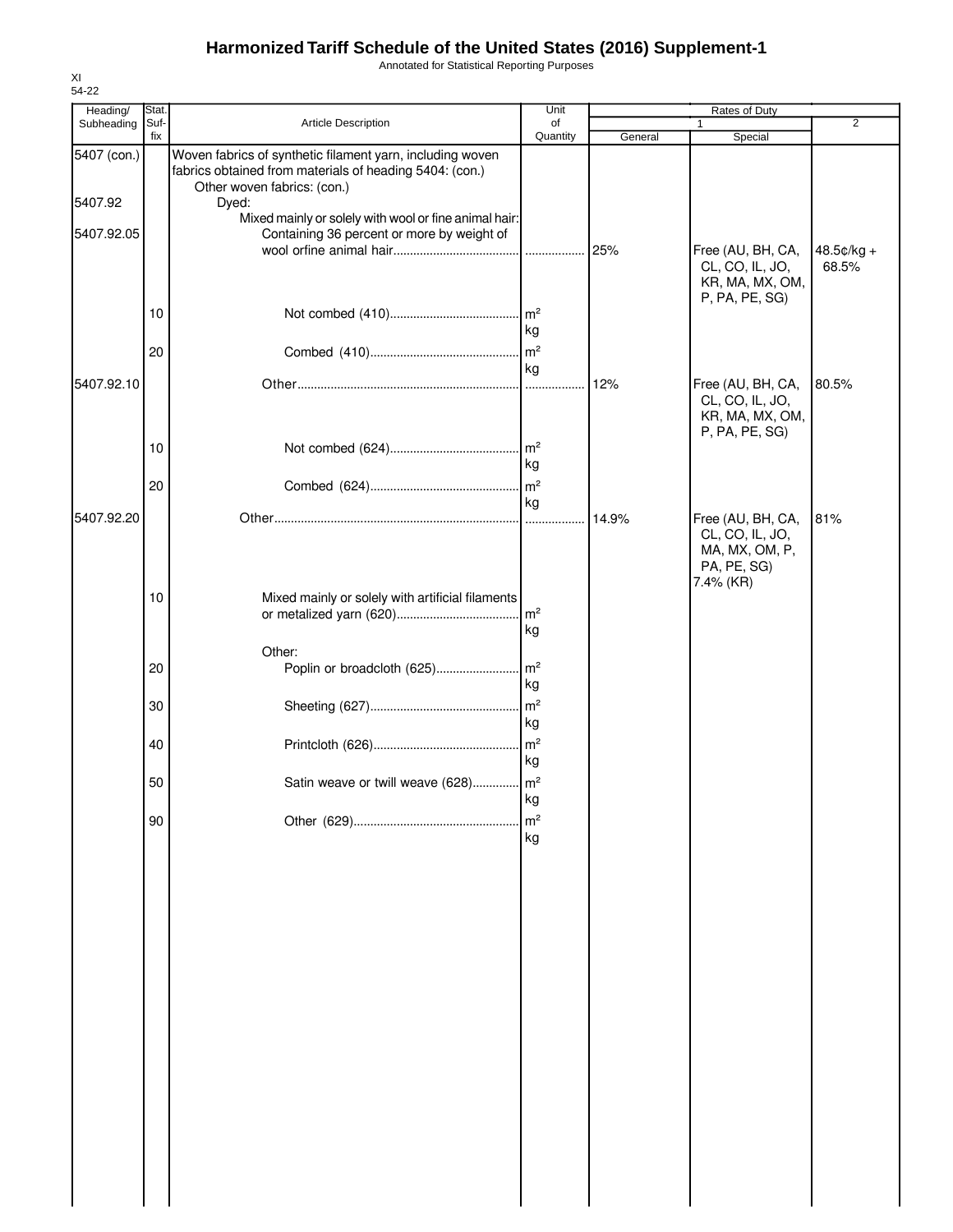# Harmonized Tariff Schedule of the United States (2016) Supplement-1

Annotated for Statistical Reporting Purposes

XI
54-22

| Heading/ Subheading | Stat. Suf- fix | Article Description | Unit of Quantity | Rates of Duty 1 General | Rates of Duty 1 Special | Rates of Duty 2 |
|---|---|---|---|---|---|---|
| 5407 (con.) | | Woven fabrics of synthetic filament yarn, including woven fabrics obtained from materials of heading 5404: (con.) | | | | |
| | | Other woven fabrics: (con.) | | | | |
| 5407.92 | | Dyed: | | | | |
| | | Mixed mainly or solely with wool or fine animal hair: | | | | |
| 5407.92.05 | | Containing 36 percent or more by weight of wool orfine animal hair | | 25% | Free (AU, BH, CA, CL, CO, IL, JO, KR, MA, MX, OM, P, PA, PE, SG) | 48.5¢/kg + 68.5% |
| | 10 | Not combed (410) | m² kg | | | |
| | 20 | Combed (410) | m² kg | | | |
| 5407.92.10 | | Other | | 12% | Free (AU, BH, CA, CL, CO, IL, JO, KR, MA, MX, OM, P, PA, PE, SG) | 80.5% |
| | 10 | Not combed (624) | m² kg | | | |
| | 20 | Combed (624) | m² kg | | | |
| 5407.92.20 | | Other | | 14.9% | Free (AU, BH, CA, CL, CO, IL, JO, MA, MX, OM, P, PA, PE, SG) 7.4% (KR) | 81% |
| | 10 | Mixed mainly or solely with artificial filaments or metalized yarn (620) | m² kg | | | |
| | | Other: | | | | |
| | 20 | Poplin or broadcloth (625) | m² kg | | | |
| | 30 | Sheeting (627) | m² kg | | | |
| | 40 | Printcloth (626) | m² kg | | | |
| | 50 | Satin weave or twill weave (628) | m² kg | | | |
| | 90 | Other (629) | m² kg | | | |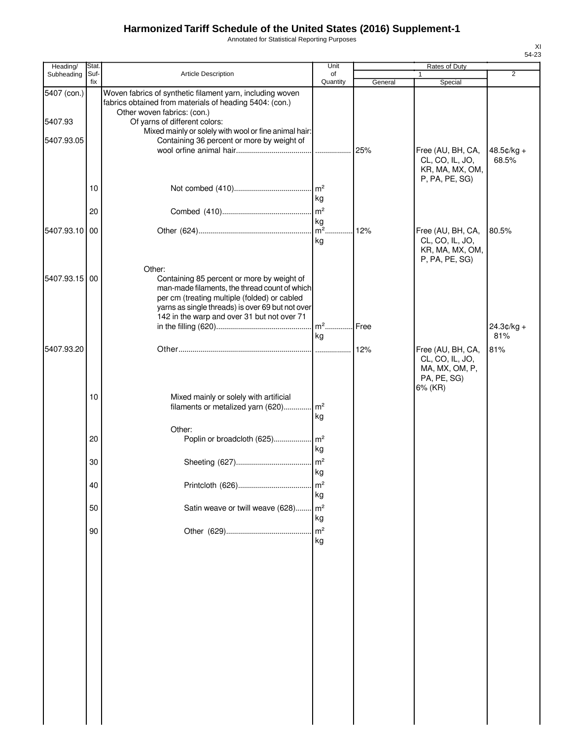# Harmonized Tariff Schedule of the United States (2016) Supplement-1

Annotated for Statistical Reporting Purposes

XI
54-23

| Heading/ Subheading | Stat. Suf- fix | Article Description | Unit of Quantity | Rates of Duty 1 General | Special | 2 |
|---|---|---|---|---|---|---|
| 5407 (con.) | | Woven fabrics of synthetic filament yarn, including woven fabrics obtained from materials of heading 5404: (con.) | | | | |
| | | Other woven fabrics: (con.) | | | | |
| 5407.93 | | Of yarns of different colors: | | | | |
| | | Mixed mainly or solely with wool or fine animal hair: | | | | |
| 5407.93.05 | | Containing 36 percent or more by weight of wool orfine animal hair | | 25% | Free (AU, BH, CA, CL, CO, IL, JO, KR, MA, MX, OM, P, PA, PE, SG) | 48.5¢/kg + 68.5% |
| | 10 | Not combed (410) | m² kg | | | |
| | 20 | Combed (410) | m² kg | | | |
| 5407.93.10 | 00 | Other (624) | m² kg | 12% | Free (AU, BH, CA, CL, CO, IL, JO, KR, MA, MX, OM, P, PA, PE, SG) | 80.5% |
| | | Other: | | | | |
| 5407.93.15 | 00 | Containing 85 percent or more by weight of man-made filaments, the thread count of which per cm (treating multiple (folded) or cabled yarns as single threads) is over 69 but not over 142 in the warp and over 31 but not over 71 in the filling (620) | m² kg | Free | | 24.3¢/kg + 81% |
| 5407.93.20 | | Other | | 12% | Free (AU, BH, CA, CL, CO, IL, JO, MA, MX, OM, P, PA, PE, SG) 6% (KR) | 81% |
| | 10 | Mixed mainly or solely with artificial filaments or metalized yarn (620) | m² kg | | | |
| | | Other: | | | | |
| | 20 | Poplin or broadcloth (625) | m² kg | | | |
| | 30 | Sheeting (627) | m² kg | | | |
| | 40 | Printcloth (626) | m² kg | | | |
| | 50 | Satin weave or twill weave (628) | m² kg | | | |
| | 90 | Other (629) | m² kg | | | |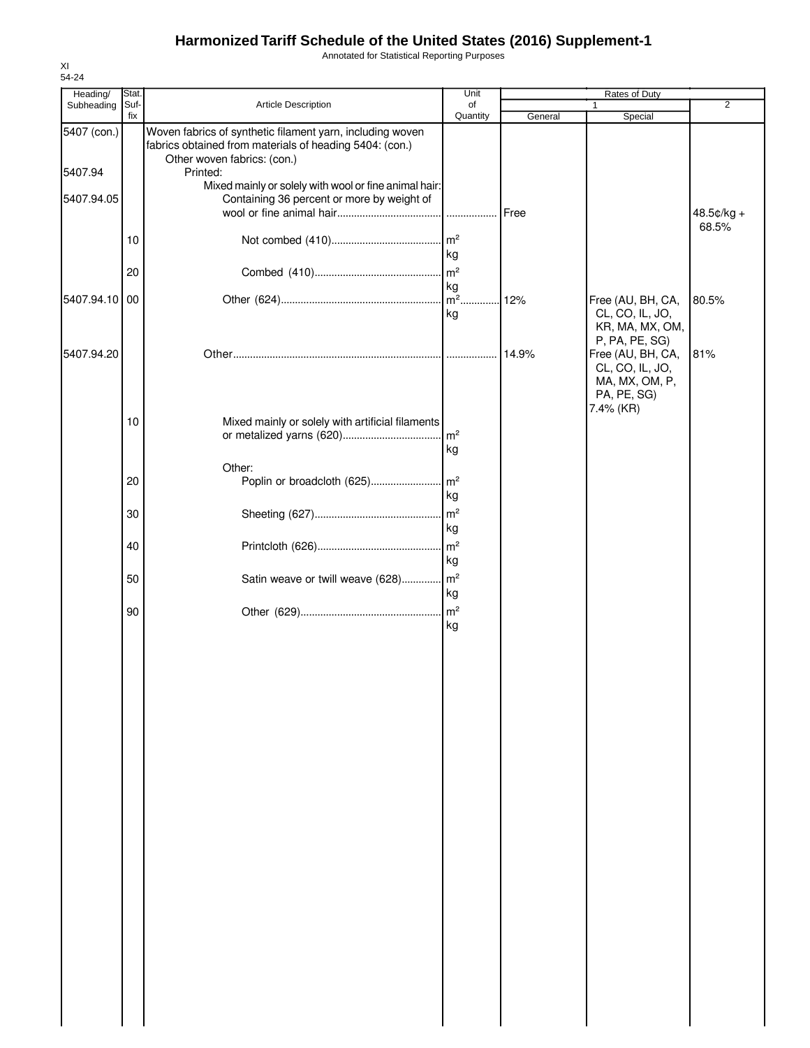# Harmonized Tariff Schedule of the United States (2016) Supplement-1

Annotated for Statistical Reporting Purposes

XI
54-24

| Heading/ Subheading | Stat. Suf-fix | Article Description | Unit of Quantity | Rates of Duty 1 General | Rates of Duty 1 Special | Rates of Duty 2 |
|---|---|---|---|---|---|---|
| 5407 (con.) | | Woven fabrics of synthetic filament yarn, including woven fabrics obtained from materials of heading 5404: (con.) | | | | |
| | | Other woven fabrics: (con.) | | | | |
| 5407.94 | | Printed: | | | | |
| | | Mixed mainly or solely with wool or fine animal hair: | | | | |
| 5407.94.05 | | Containing 36 percent or more by weight of wool or fine animal hair | | Free | | 48.5¢/kg + 68.5% |
| | 10 | Not combed (410) | m² kg | | | |
| | 20 | Combed (410) | m² kg | | | |
| 5407.94.10 | 00 | Other (624) | m² kg | 12% | Free (AU, BH, CA, CL, CO, IL, JO, KR, MA, MX, OM, P, PA, PE, SG) | 80.5% |
| 5407.94.20 | | Other | | 14.9% | Free (AU, BH, CA, CL, CO, IL, JO, MA, MX, OM, P, PA, PE, SG) 7.4% (KR) | 81% |
| | 10 | Mixed mainly or solely with artificial filaments or metalized yarns (620) | m² kg | | | |
| | | Other: | | | | |
| | 20 | Poplin or broadcloth (625) | m² kg | | | |
| | 30 | Sheeting (627) | m² kg | | | |
| | 40 | Printcloth (626) | m² kg | | | |
| | 50 | Satin weave or twill weave (628) | m² kg | | | |
| | 90 | Other (629) | m² kg | | | |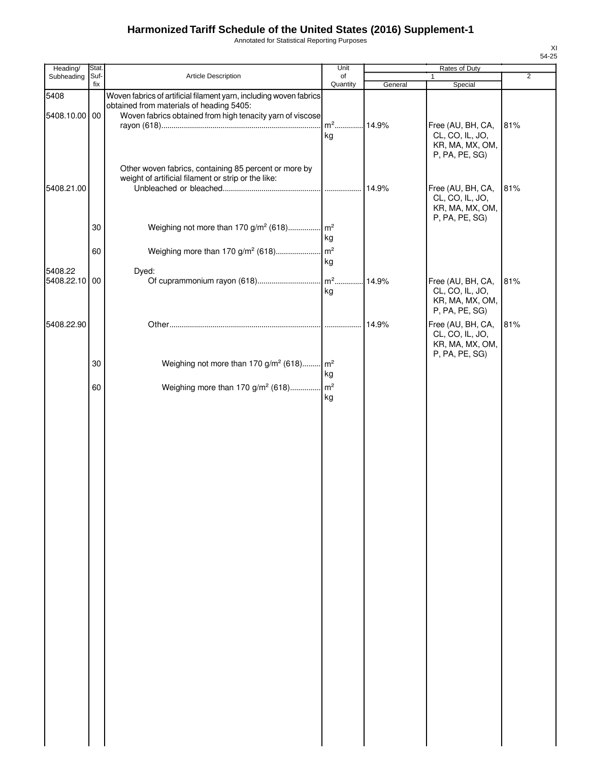# Harmonized Tariff Schedule of the United States (2016) Supplement-1

Annotated for Statistical Reporting Purposes

XI
54-25

| Heading/ Subheading | Stat. Suf- fix | Article Description | Unit of Quantity | Rates of Duty 1 General | Rates of Duty 1 Special | Rates of Duty 2 |
|---|---|---|---|---|---|---|
| 5408 | | Woven fabrics of artificial filament yarn, including woven fabrics obtained from materials of heading 5405: | | | | |
| 5408.10.00 | 00 | Woven fabrics obtained from high tenacity yarn of viscose rayon (618) | m² kg | 14.9% | Free (AU, BH, CA, CL, CO, IL, JO, KR, MA, MX, OM, P, PA, PE, SG) | 81% |
| | | Other woven fabrics, containing 85 percent or more by weight of artificial filament or strip or the like: | | | | |
| 5408.21.00 | | Unbleached or bleached | | 14.9% | Free (AU, BH, CA, CL, CO, IL, JO, KR, MA, MX, OM, P, PA, PE, SG) | 81% |
| | 30 | Weighing not more than 170 g/m² (618) | m² kg | | | |
| | 60 | Weighing more than 170 g/m² (618) | m² kg | | | |
| 5408.22 | | Dyed: | | | | |
| 5408.22.10 | 00 | Of cuprammonium rayon (618) | m² kg | 14.9% | Free (AU, BH, CA, CL, CO, IL, JO, KR, MA, MX, OM, P, PA, PE, SG) | 81% |
| 5408.22.90 | | Other | | 14.9% | Free (AU, BH, CA, CL, CO, IL, JO, KR, MA, MX, OM, P, PA, PE, SG) | 81% |
| | 30 | Weighing not more than 170 g/m² (618) | m² kg | | | |
| | 60 | Weighing more than 170 g/m² (618) | m² kg | | | |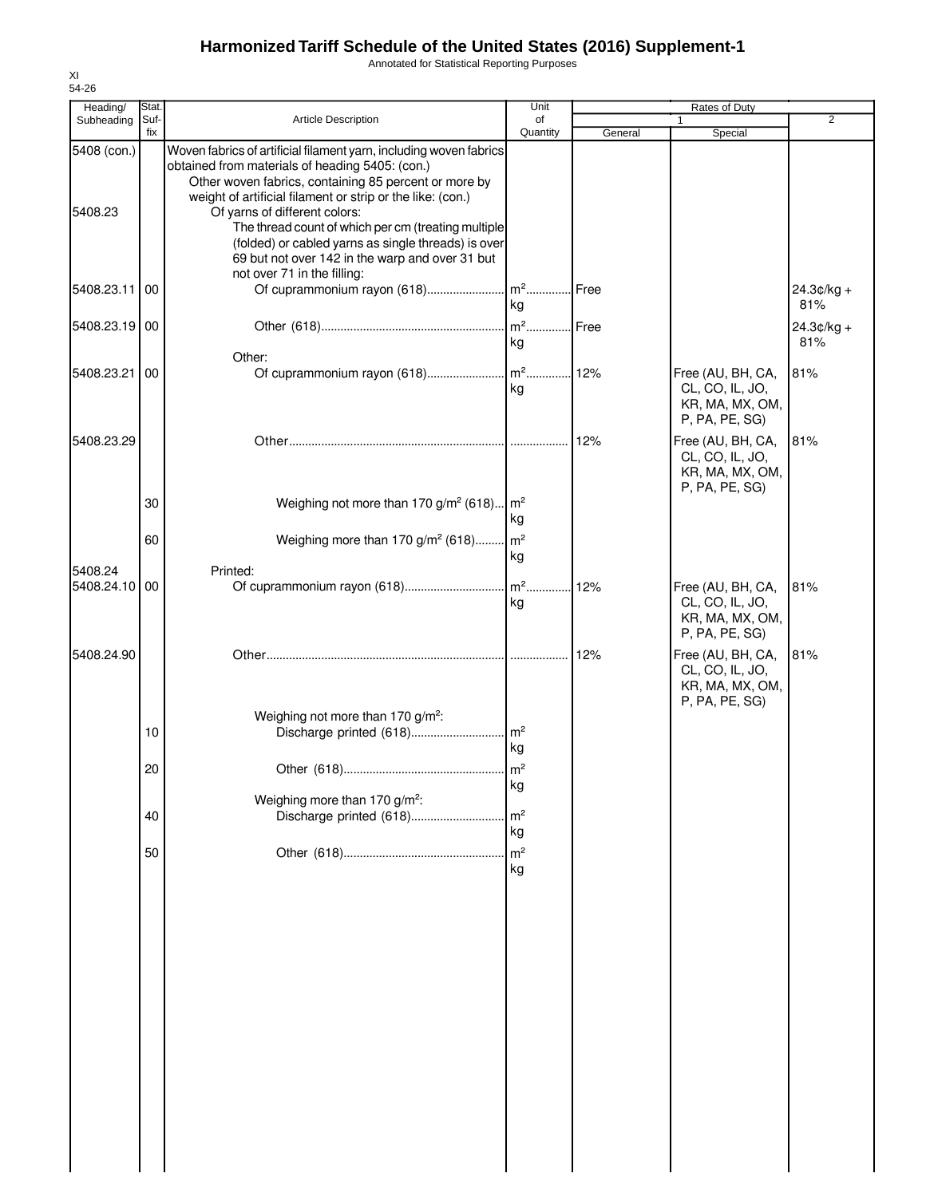# Harmonized Tariff Schedule of the United States (2016) Supplement-1

Annotated for Statistical Reporting Purposes

XI
54-26

| Heading/ Subheading | Stat. Suf-fix | Article Description | Unit of Quantity | Rates of Duty 1 General | Special | 2 |
|---|---|---|---|---|---|---|
| 5408 (con.) | | Woven fabrics of artificial filament yarn, including woven fabrics obtained from materials of heading 5405: (con.) | | | | |
| | | Other woven fabrics, containing 85 percent or more by weight of artificial filament or strip or the like: (con.) | | | | |
| 5408.23 | | Of yarns of different colors: | | | | |
| | | The thread count of which per cm (treating multiple (folded) or cabled yarns as single threads) is over 69 but not over 142 in the warp and over 31 but not over 71 in the filling: | | | | |
| 5408.23.11 | 00 | Of cuprammonium rayon (618) | m²<br>kg | Free | | 24.3¢/kg + 81% |
| 5408.23.19 | 00 | Other (618) | m²<br>kg | Free | | 24.3¢/kg + 81% |
| | | Other: | | | | |
| 5408.23.21 | 00 | Of cuprammonium rayon (618) | m²<br>kg | 12% | Free (AU, BH, CA, CL, CO, IL, JO, KR, MA, MX, OM, P, PA, PE, SG) | 81% |
| 5408.23.29 | | Other | | 12% | Free (AU, BH, CA, CL, CO, IL, JO, KR, MA, MX, OM, P, PA, PE, SG) | 81% |
| | 30 | Weighing not more than 170 g/m² (618) | m²<br>kg | | | |
| | 60 | Weighing more than 170 g/m² (618) | m²<br>kg | | | |
| 5408.24 | | Printed: | | | | |
| 5408.24.10 | 00 | Of cuprammonium rayon (618) | m²<br>kg | 12% | Free (AU, BH, CA, CL, CO, IL, JO, KR, MA, MX, OM, P, PA, PE, SG) | 81% |
| 5408.24.90 | | Other | | 12% | Free (AU, BH, CA, CL, CO, IL, JO, KR, MA, MX, OM, P, PA, PE, SG) | 81% |
| | | Weighing not more than 170 g/m²: | | | | |
| | 10 | Discharge printed (618) | m²<br>kg | | | |
| | 20 | Other (618) | m²<br>kg | | | |
| | | Weighing more than 170 g/m²: | | | | |
| | 40 | Discharge printed (618) | m²<br>kg | | | |
| | 50 | Other (618) | m²<br>kg | | | |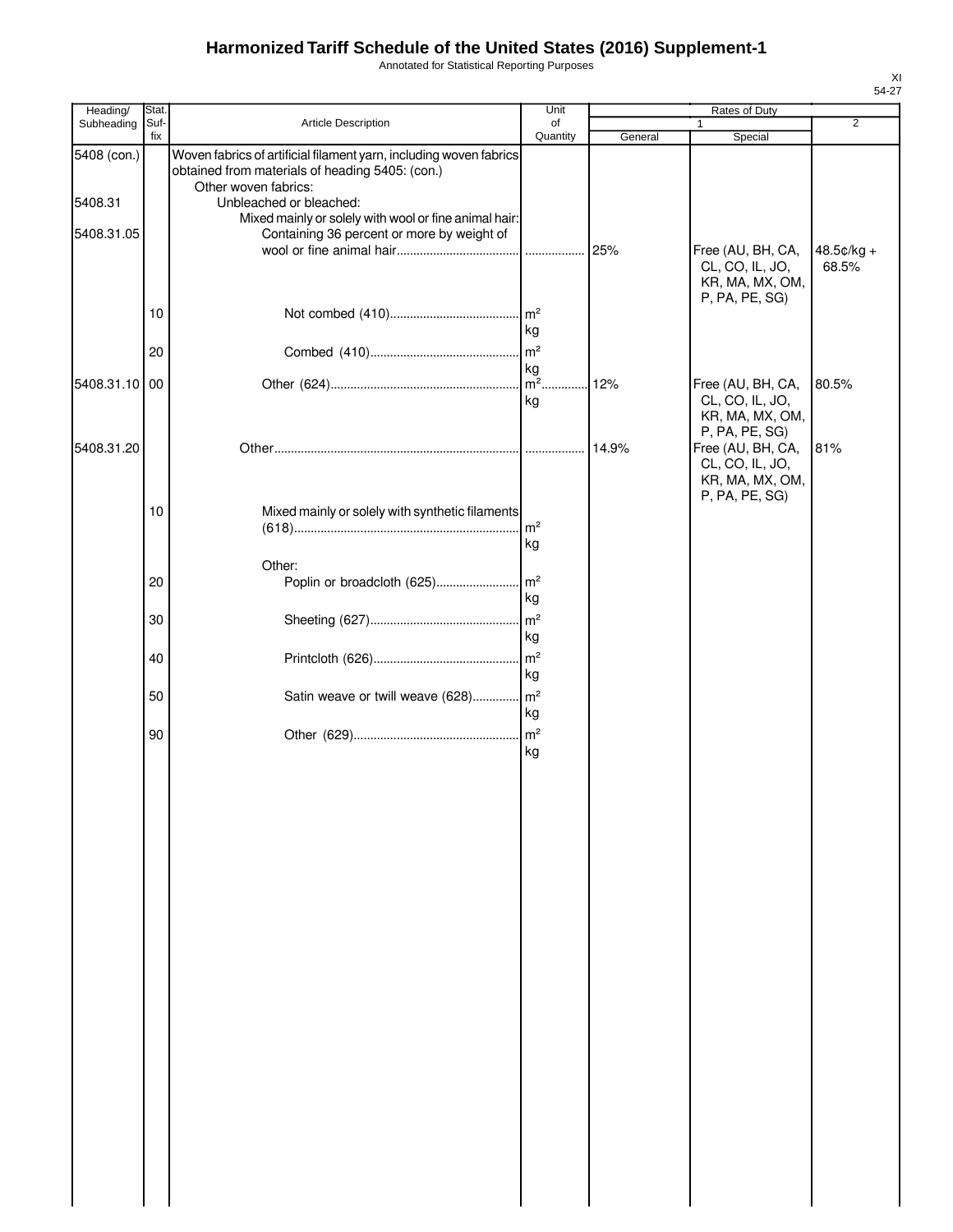# Harmonized Tariff Schedule of the United States (2016) Supplement-1

Annotated for Statistical Reporting Purposes

XI
54-27

| Heading/ Subheading | Stat. Suf- fix | Article Description | Unit of Quantity | Rates of Duty | | |
|---|---|---|---|---|---|---|
| | | | | 1 | | 2 |
| | | | | General | Special | |
| 5408 (con.) | | Woven fabrics of artificial filament yarn, including woven fabrics obtained from materials of heading 5405: (con.) | | | | |
| | | Other woven fabrics: | | | | |
| 5408.31 | | Unbleached or bleached: | | | | |
| | | Mixed mainly or solely with wool or fine animal hair: | | | | |
| 5408.31.05 | | Containing 36 percent or more by weight of wool or fine animal hair | | 25% | Free (AU, BH, CA, CL, CO, IL, JO, KR, MA, MX, OM, P, PA, PE, SG) | 48.5¢/kg + 68.5% |
| | 10 | Not combed (410) | $m^2$ kg | | | |
| | 20 | Combed (410) | $m^2$ kg | | | |
| 5408.31.10 | 00 | Other (624) | $m^2$ kg | 12% | Free (AU, BH, CA, CL, CO, IL, JO, KR, MA, MX, OM, P, PA, PE, SG) | 80.5% |
| 5408.31.20 | | Other | | 14.9% | Free (AU, BH, CA, CL, CO, IL, JO, KR, MA, MX, OM, P, PA, PE, SG) | 81% |
| | 10 | Mixed mainly or solely with synthetic filaments (618) | $m^2$ kg | | | |
| | | Other: | | | | |
| | 20 | Poplin or broadcloth (625) | $m^2$ kg | | | |
| | 30 | Sheeting (627) | $m^2$ kg | | | |
| | 40 | Printcloth (626) | $m^2$ kg | | | |
| | 50 | Satin weave or twill weave (628) | $m^2$ kg | | | |
| | 90 | Other (629) | $m^2$ kg | | | |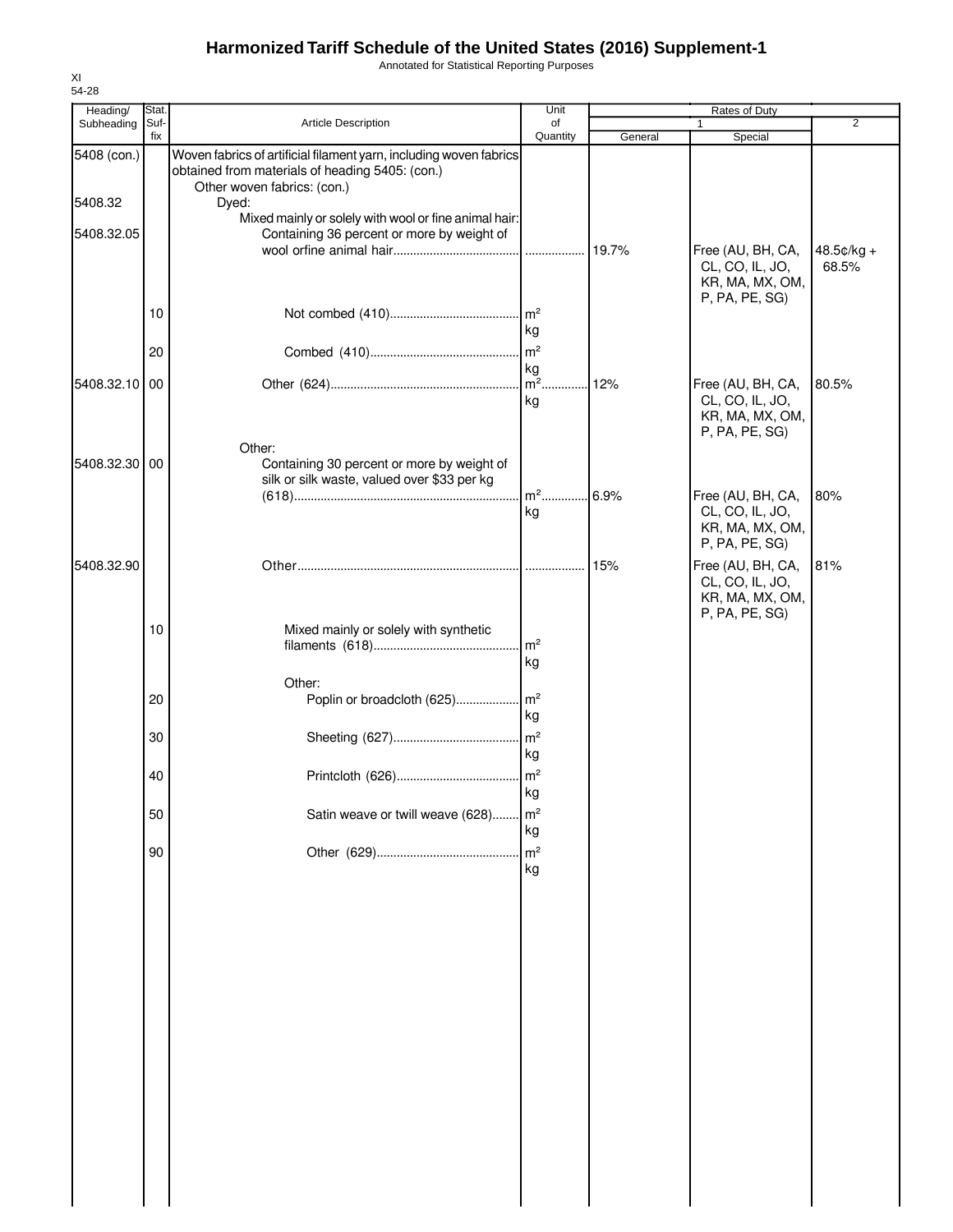# Harmonized Tariff Schedule of the United States (2016) Supplement-1

Annotated for Statistical Reporting Purposes

XI
54-28

| Heading/ Subheading | Stat. Suf-fix | Article Description | Unit of Quantity | Rates of Duty 1 General | Rates of Duty 1 Special | Rates of Duty 2 |
|---|---|---|---|---|---|---|
| 5408 (con.) | | Woven fabrics of artificial filament yarn, including woven fabrics obtained from materials of heading 5405: (con.) | | | | |
| | | Other woven fabrics: (con.) | | | | |
| 5408.32 | | Dyed: | | | | |
| | | Mixed mainly or solely with wool or fine animal hair: | | | | |
| 5408.32.05 | | Containing 36 percent or more by weight of wool orfine animal hair | | 19.7% | Free (AU, BH, CA, CL, CO, IL, JO, KR, MA, MX, OM, P, PA, PE, SG) | 48.5¢/kg + 68.5% |
| | 10 | Not combed (410) | m²<br>kg | | | |
| | 20 | Combed (410) | m²<br>kg | | | |
| 5408.32.10 | 00 | Other (624) | m²<br>kg | 12% | Free (AU, BH, CA, CL, CO, IL, JO, KR, MA, MX, OM, P, PA, PE, SG) | 80.5% |
| | | Other: | | | | |
| 5408.32.30 | 00 | Containing 30 percent or more by weight of silk or silk waste, valued over $33 per kg (618) | m²<br>kg | 6.9% | Free (AU, BH, CA, CL, CO, IL, JO, KR, MA, MX, OM, P, PA, PE, SG) | 80% |
| 5408.32.90 | | Other | | 15% | Free (AU, BH, CA, CL, CO, IL, JO, KR, MA, MX, OM, P, PA, PE, SG) | 81% |
| | 10 | Mixed mainly or solely with synthetic filaments (618) | m²<br>kg | | | |
| | | Other: | | | | |
| | 20 | Poplin or broadcloth (625) | m²<br>kg | | | |
| | 30 | Sheeting (627) | m²<br>kg | | | |
| | 40 | Printcloth (626) | m²<br>kg | | | |
| | 50 | Satin weave or twill weave (628) | m²<br>kg | | | |
| | 90 | Other (629) | m²<br>kg | | | |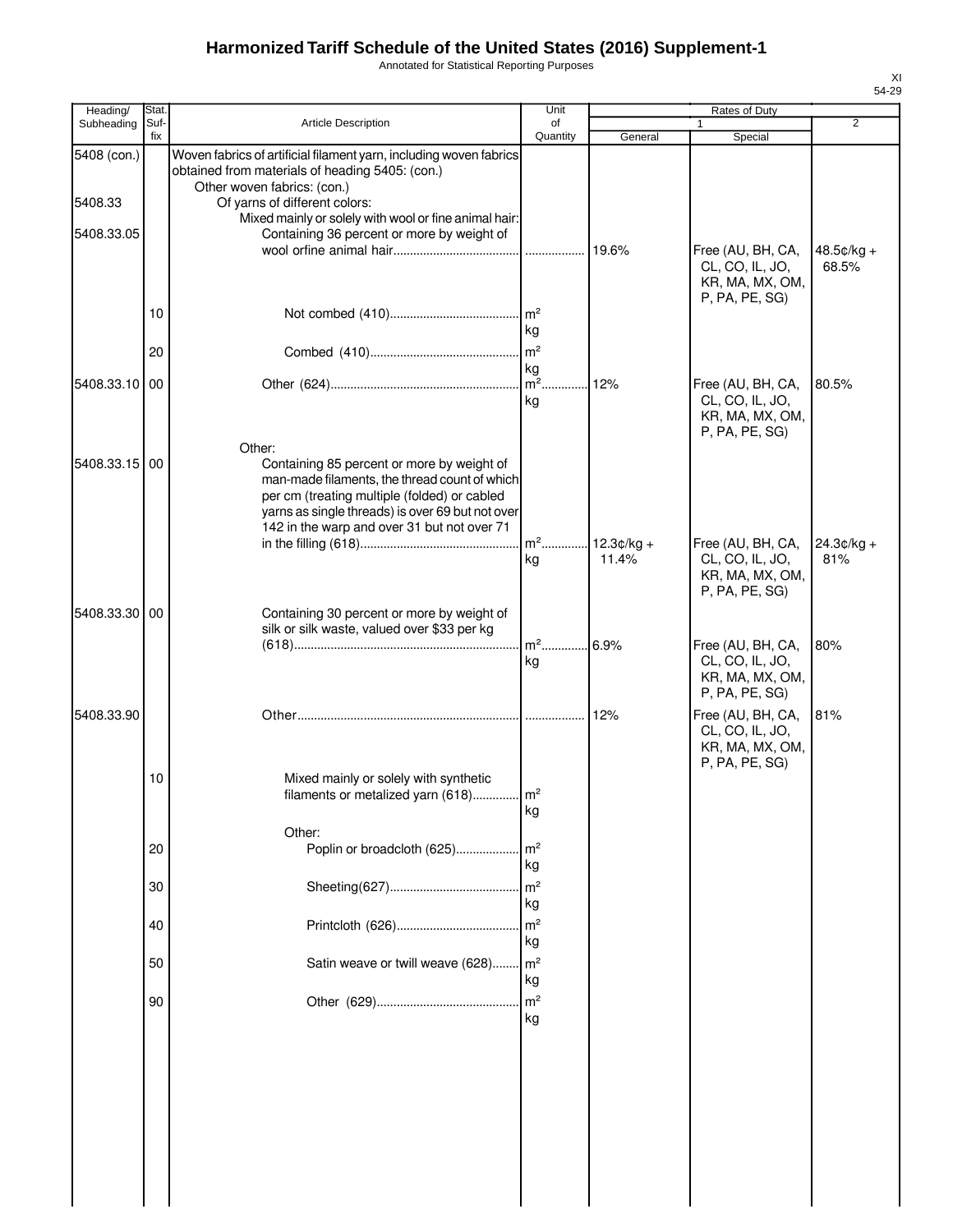# Harmonized Tariff Schedule of the United States (2016) Supplement-1

Annotated for Statistical Reporting Purposes

XI
54-29

| Heading/ Subheading | Stat. Suf- fix | Article Description | Unit of Quantity | Rates of Duty | | |
|---|---|---|---|---|---|---|
| | | | | 1 | | 2 |
| | | | | General | Special | |
| 5408 (con.) | | Woven fabrics of artificial filament yarn, including woven fabrics obtained from materials of heading 5405: (con.) | | | | |
| | | Other woven fabrics: (con.) | | | | |
| 5408.33 | | Of yarns of different colors: | | | | |
| | | Mixed mainly or solely with wool or fine animal hair: | | | | |
| 5408.33.05 | | Containing 36 percent or more by weight of wool orfine animal hair | | 19.6% | Free (AU, BH, CA, CL, CO, IL, JO, KR, MA, MX, OM, P, PA, PE, SG) | 48.5¢/kg + 68.5% |
| | 10 | Not combed (410) | m² kg | | | |
| | 20 | Combed (410) | m² kg | | | |
| 5408.33.10 | 00 | Other (624) | m² kg | 12% | Free (AU, BH, CA, CL, CO, IL, JO, KR, MA, MX, OM, P, PA, PE, SG) | 80.5% |
| | | Other: | | | | |
| 5408.33.15 | 00 | Containing 85 percent or more by weight of man-made filaments, the thread count of which per cm (treating multiple (folded) or cabled yarns as single threads) is over 69 but not over 142 in the warp and over 31 but not over 71 in the filling (618) | m² kg | 12.3¢/kg + 11.4% | Free (AU, BH, CA, CL, CO, IL, JO, KR, MA, MX, OM, P, PA, PE, SG) | 24.3¢/kg + 81% |
| 5408.33.30 | 00 | Containing 30 percent or more by weight of silk or silk waste, valued over $33 per kg (618) | m² kg | 6.9% | Free (AU, BH, CA, CL, CO, IL, JO, KR, MA, MX, OM, P, PA, PE, SG) | 80% |
| 5408.33.90 | | Other | | 12% | Free (AU, BH, CA, CL, CO, IL, JO, KR, MA, MX, OM, P, PA, PE, SG) | 81% |
| | 10 | Mixed mainly or solely with synthetic filaments or metalized yarn (618) | m² kg | | | |
| | | Other: | | | | |
| | 20 | Poplin or broadcloth (625) | m² kg | | | |
| | 30 | Sheeting(627) | m² kg | | | |
| | 40 | Printcloth (626) | m² kg | | | |
| | 50 | Satin weave or twill weave (628) | m² kg | | | |
| | 90 | Other (629) | m² kg | | | |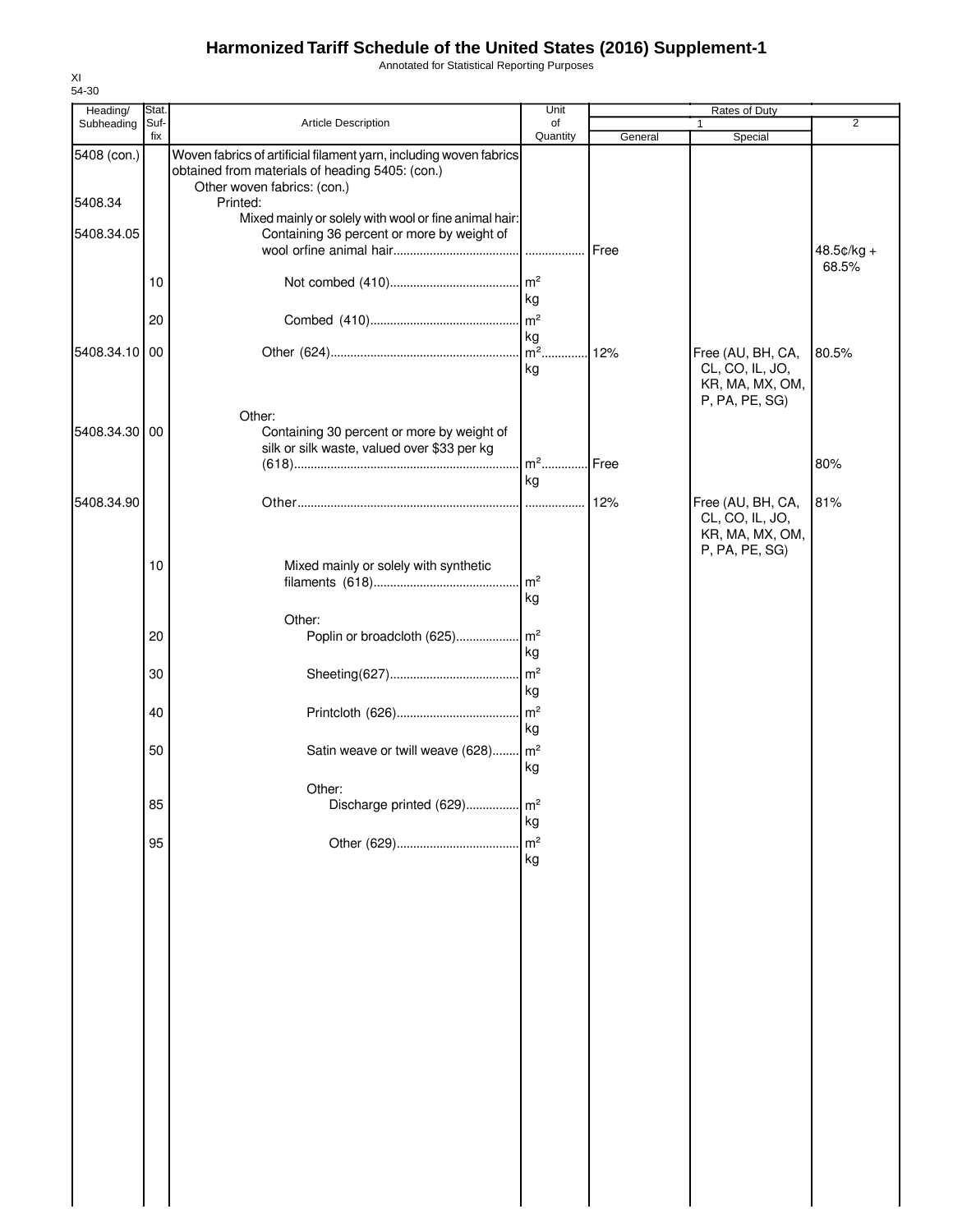# Harmonized Tariff Schedule of the United States (2016) Supplement-1

Annotated for Statistical Reporting Purposes

XI
54-30

| Heading/ Subheading | Stat. Suf- fix | Article Description | Unit of Quantity | Rates of Duty 1 General | Special | 2 |
|---|---|---|---|---|---|---|
| 5408 (con.) | | Woven fabrics of artificial filament yarn, including woven fabrics obtained from materials of heading 5405: (con.) | | | | |
| | | Other woven fabrics: (con.) | | | | |
| 5408.34 | | Printed: | | | | |
| | | Mixed mainly or solely with wool or fine animal hair: | | | | |
| 5408.34.05 | | Containing 36 percent or more by weight of wool orfine animal hair | | Free | | 48.5¢/kg + 68.5% |
| | 10 | Not combed (410) | $m^2$ kg | | | |
| | 20 | Combed (410) | $m^2$ kg | | | |
| 5408.34.10 | 00 | Other (624) | $m^2$ kg | 12% | Free (AU, BH, CA, CL, CO, IL, JO, KR, MA, MX, OM, P, PA, PE, SG) | 80.5% |
| | | Other: | | | | |
| 5408.34.30 | 00 | Containing 30 percent or more by weight of silk or silk waste, valued over $33 per kg (618) | $m^2$ kg | Free | | 80% |
| 5408.34.90 | | Other | | 12% | Free (AU, BH, CA, CL, CO, IL, JO, KR, MA, MX, OM, P, PA, PE, SG) | 81% |
| | 10 | Mixed mainly or solely with synthetic filaments (618) | $m^2$ kg | | | |
| | | Other: | | | | |
| | 20 | Poplin or broadcloth (625) | $m^2$ kg | | | |
| | 30 | Sheeting(627) | $m^2$ kg | | | |
| | 40 | Printcloth (626) | $m^2$ kg | | | |
| | 50 | Satin weave or twill weave (628) | $m^2$ kg | | | |
| | | Other: | | | | |
| | 85 | Discharge printed (629) | $m^2$ kg | | | |
| | 95 | Other (629) | $m^2$ kg | | | |